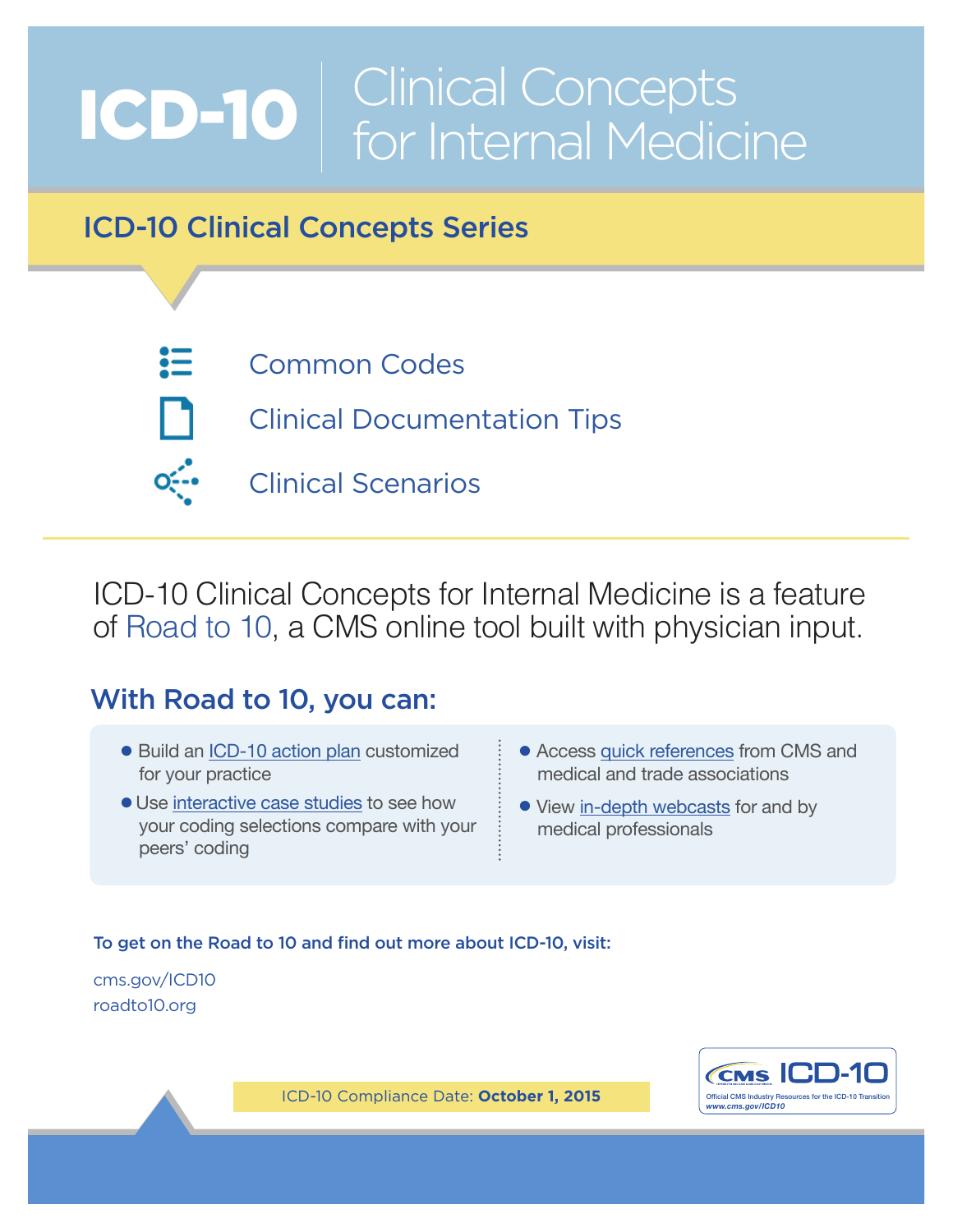# ICD-10 | Clinical Concepts for Internal Medicine

## ICD-10 Clinical Concepts Series

- Common Codes
- Clinical Documentation Tips
- Clinical Scenarios

ICD-10 Clinical Concepts for Internal Medicine is a feature of Road to 10, a CMS online tool built with physician input.

## With Road to 10, you can:

- Build an ICD-10 action plan customized for your practice
- Use interactive case studies to see how your coding selections compare with your peers' coding
- Access quick references from CMS and medical and trade associations
- View in-depth webcasts for and by medical professionals

**To get on the Road to 10 and find out more about ICD-10, visit:**

cms.gov/ICD10
roadto10.org

ICD-10 Compliance Date: **October 1, 2015**

CMS ICD-10
Official CMS Industry Resources for the ICD-10 Transition
*www.cms.gov/ICD10*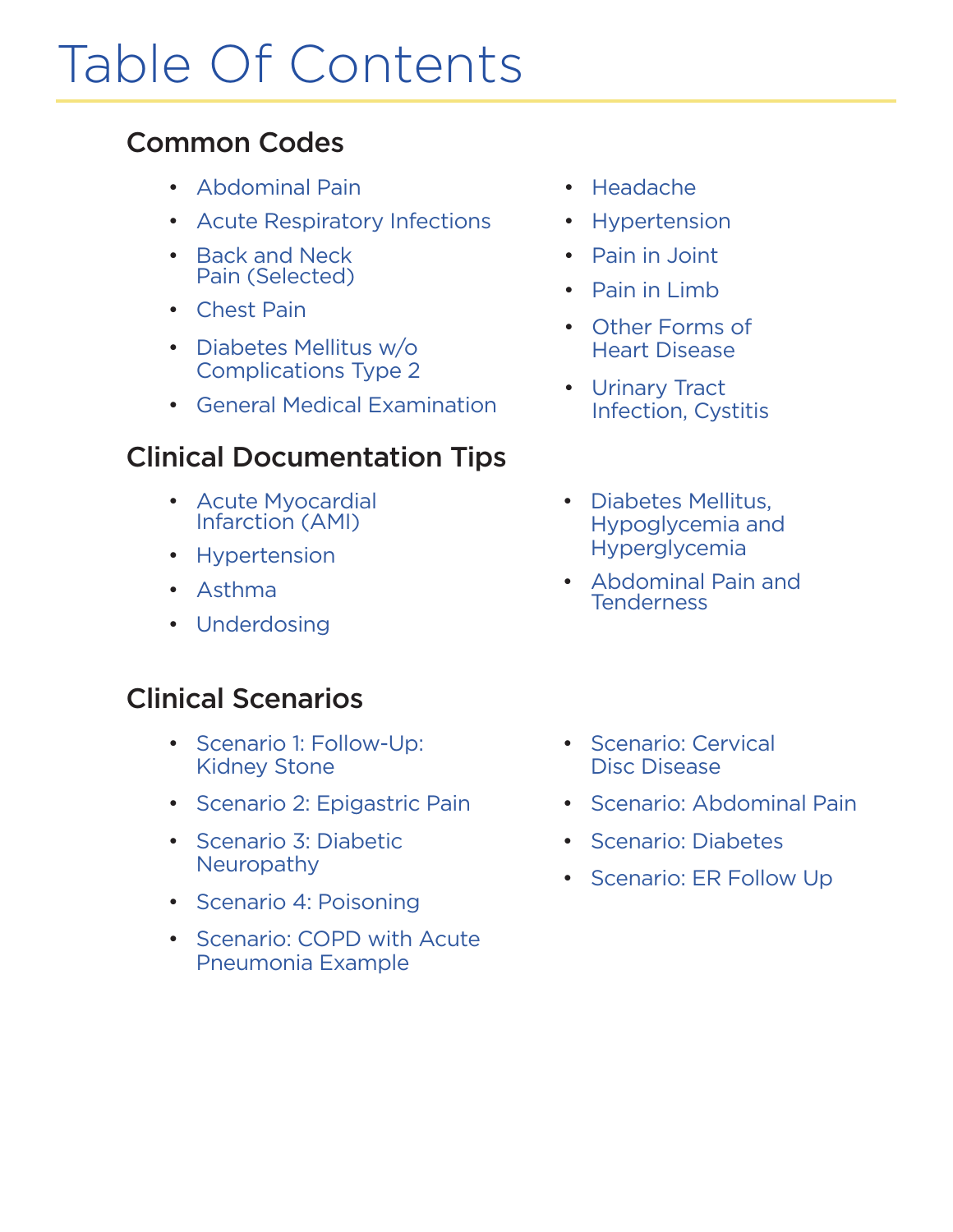# Table Of Contents

## Common Codes

- Abdominal Pain
- Acute Respiratory Infections
- Back and Neck Pain (Selected)
- Chest Pain
- Diabetes Mellitus w/o Complications Type 2
- General Medical Examination
- Headache
- Hypertension
- Pain in Joint
- Pain in Limb
- Other Forms of Heart Disease
- Urinary Tract Infection, Cystitis

## Clinical Documentation Tips

- Acute Myocardial Infarction (AMI)
- Hypertension
- Asthma
- Underdosing
- Diabetes Mellitus, Hypoglycemia and Hyperglycemia
- Abdominal Pain and Tenderness

## Clinical Scenarios

- Scenario 1: Follow-Up: Kidney Stone
- Scenario 2: Epigastric Pain
- Scenario 3: Diabetic Neuropathy
- Scenario 4: Poisoning
- Scenario: COPD with Acute Pneumonia Example
- Scenario: Cervical Disc Disease
- Scenario: Abdominal Pain
- Scenario: Diabetes
- Scenario: ER Follow Up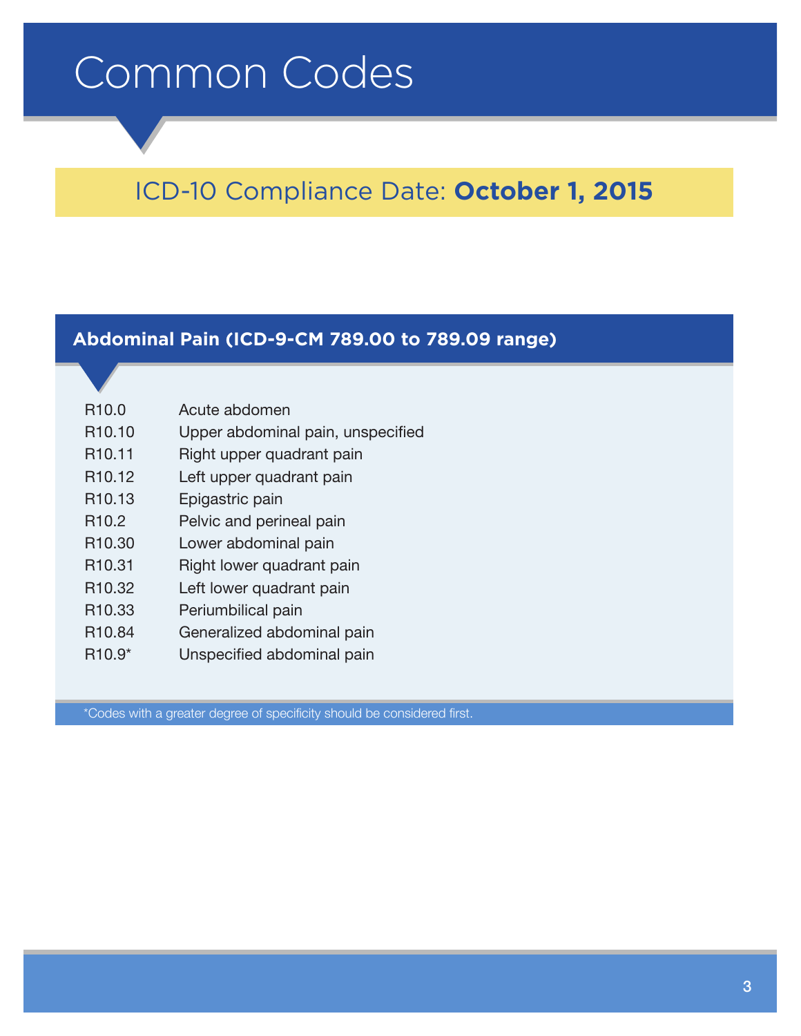# Common Codes

## ICD-10 Compliance Date: **October 1, 2015**

### Abdominal Pain (ICD-9-CM 789.00 to 789.09 range)

| Code | Description |
| --- | --- |
| R10.0 | Acute abdomen |
| R10.10 | Upper abdominal pain, unspecified |
| R10.11 | Right upper quadrant pain |
| R10.12 | Left upper quadrant pain |
| R10.13 | Epigastric pain |
| R10.2 | Pelvic and perineal pain |
| R10.30 | Lower abdominal pain |
| R10.31 | Right lower quadrant pain |
| R10.32 | Left lower quadrant pain |
| R10.33 | Periumbilical pain |
| R10.84 | Generalized abdominal pain |
| R10.9* | Unspecified abdominal pain |

*Codes with a greater degree of specificity should be considered first.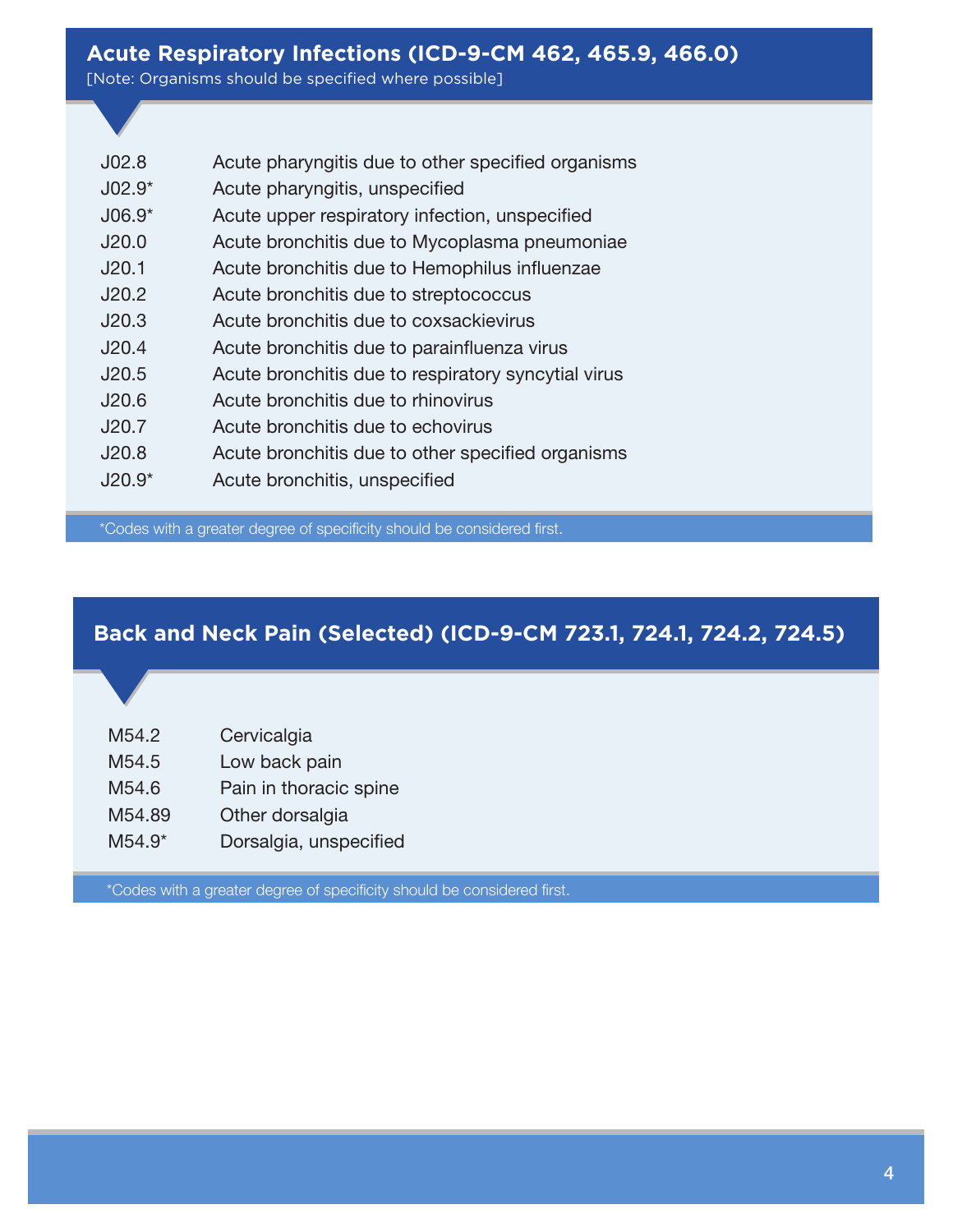## Acute Respiratory Infections (ICD-9-CM 462, 465.9, 466.0)

[Note: Organisms should be specified where possible]

| | |
|---|---|
| J02.8 | Acute pharyngitis due to other specified organisms |
| J02.9* | Acute pharyngitis, unspecified |
| J06.9* | Acute upper respiratory infection, unspecified |
| J20.0 | Acute bronchitis due to Mycoplasma pneumoniae |
| J20.1 | Acute bronchitis due to Hemophilus influenzae |
| J20.2 | Acute bronchitis due to streptococcus |
| J20.3 | Acute bronchitis due to coxsackievirus |
| J20.4 | Acute bronchitis due to parainfluenza virus |
| J20.5 | Acute bronchitis due to respiratory syncytial virus |
| J20.6 | Acute bronchitis due to rhinovirus |
| J20.7 | Acute bronchitis due to echovirus |
| J20.8 | Acute bronchitis due to other specified organisms |
| J20.9* | Acute bronchitis, unspecified |

*Codes with a greater degree of specificity should be considered first.

## Back and Neck Pain (Selected) (ICD-9-CM 723.1, 724.1, 724.2, 724.5)

| | |
|---|---|
| M54.2 | Cervicalgia |
| M54.5 | Low back pain |
| M54.6 | Pain in thoracic spine |
| M54.89 | Other dorsalgia |
| M54.9* | Dorsalgia, unspecified |

*Codes with a greater degree of specificity should be considered first.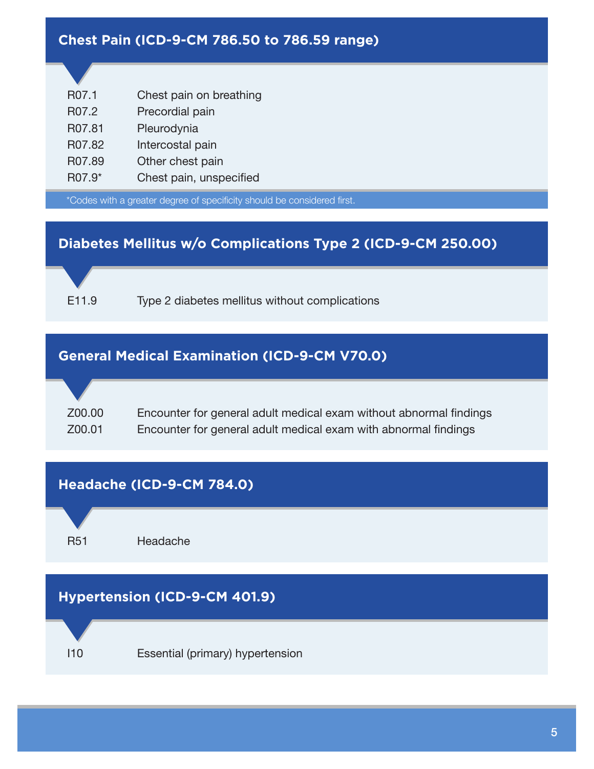## Chest Pain (ICD-9-CM 786.50 to 786.59 range)

| | |
|---|---|
| R07.1 | Chest pain on breathing |
| R07.2 | Precordial pain |
| R07.81 | Pleurodynia |
| R07.82 | Intercostal pain |
| R07.89 | Other chest pain |
| R07.9* | Chest pain, unspecified |

*Codes with a greater degree of specificity should be considered first.

## Diabetes Mellitus w/o Complications Type 2 (ICD-9-CM 250.00)

| | |
|---|---|
| E11.9 | Type 2 diabetes mellitus without complications |

## General Medical Examination (ICD-9-CM V70.0)

| | |
|---|---|
| Z00.00 | Encounter for general adult medical exam without abnormal findings |
| Z00.01 | Encounter for general adult medical exam with abnormal findings |

## Headache (ICD-9-CM 784.0)

| | |
|---|---|
| R51 | Headache |

## Hypertension (ICD-9-CM 401.9)

| | |
|---|---|
| I10 | Essential (primary) hypertension |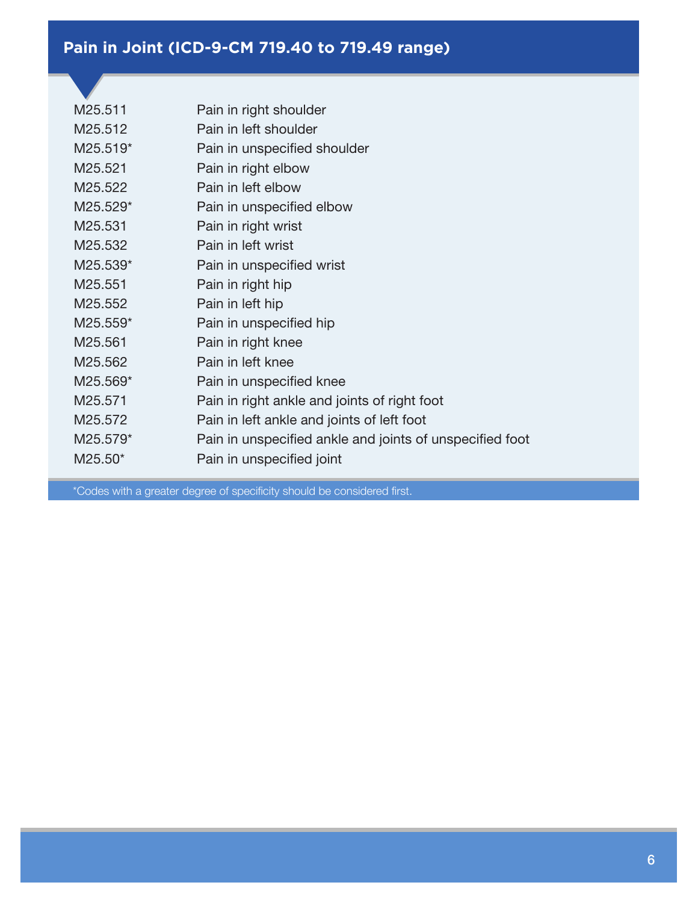## Pain in Joint (ICD-9-CM 719.40 to 719.49 range)

| | |
|---|---|
| M25.511 | Pain in right shoulder |
| M25.512 | Pain in left shoulder |
| M25.519* | Pain in unspecified shoulder |
| M25.521 | Pain in right elbow |
| M25.522 | Pain in left elbow |
| M25.529* | Pain in unspecified elbow |
| M25.531 | Pain in right wrist |
| M25.532 | Pain in left wrist |
| M25.539* | Pain in unspecified wrist |
| M25.551 | Pain in right hip |
| M25.552 | Pain in left hip |
| M25.559* | Pain in unspecified hip |
| M25.561 | Pain in right knee |
| M25.562 | Pain in left knee |
| M25.569* | Pain in unspecified knee |
| M25.571 | Pain in right ankle and joints of right foot |
| M25.572 | Pain in left ankle and joints of left foot |
| M25.579* | Pain in unspecified ankle and joints of unspecified foot |
| M25.50* | Pain in unspecified joint |

*Codes with a greater degree of specificity should be considered first.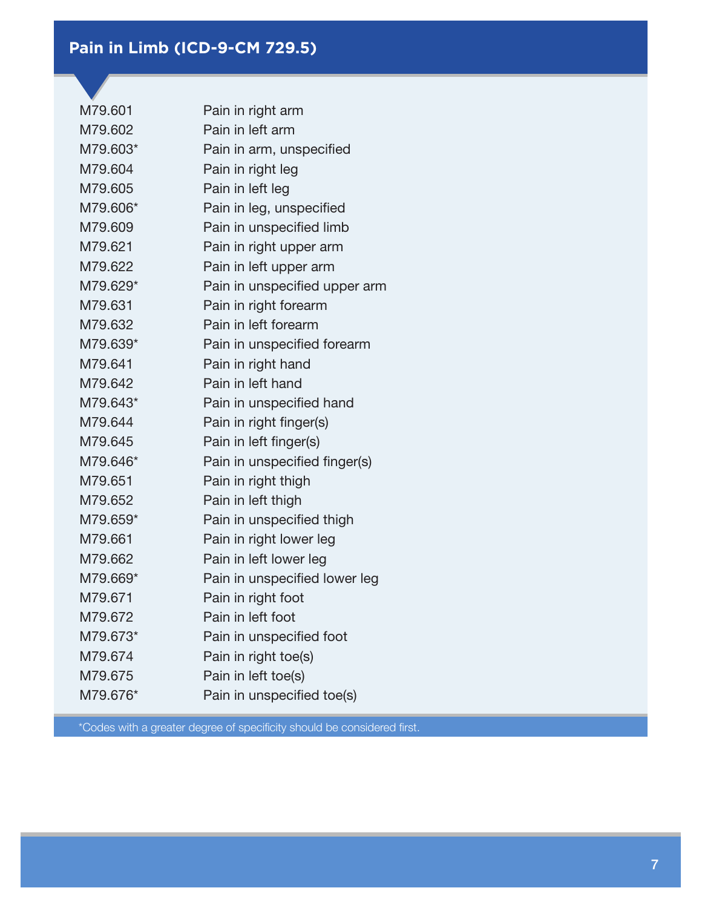## Pain in Limb (ICD-9-CM 729.5)

| | |
|---|---|
| M79.601 | Pain in right arm |
| M79.602 | Pain in left arm |
| M79.603* | Pain in arm, unspecified |
| M79.604 | Pain in right leg |
| M79.605 | Pain in left leg |
| M79.606* | Pain in leg, unspecified |
| M79.609 | Pain in unspecified limb |
| M79.621 | Pain in right upper arm |
| M79.622 | Pain in left upper arm |
| M79.629* | Pain in unspecified upper arm |
| M79.631 | Pain in right forearm |
| M79.632 | Pain in left forearm |
| M79.639* | Pain in unspecified forearm |
| M79.641 | Pain in right hand |
| M79.642 | Pain in left hand |
| M79.643* | Pain in unspecified hand |
| M79.644 | Pain in right finger(s) |
| M79.645 | Pain in left finger(s) |
| M79.646* | Pain in unspecified finger(s) |
| M79.651 | Pain in right thigh |
| M79.652 | Pain in left thigh |
| M79.659* | Pain in unspecified thigh |
| M79.661 | Pain in right lower leg |
| M79.662 | Pain in left lower leg |
| M79.669* | Pain in unspecified lower leg |
| M79.671 | Pain in right foot |
| M79.672 | Pain in left foot |
| M79.673* | Pain in unspecified foot |
| M79.674 | Pain in right toe(s) |
| M79.675 | Pain in left toe(s) |
| M79.676* | Pain in unspecified toe(s) |

*Codes with a greater degree of specificity should be considered first.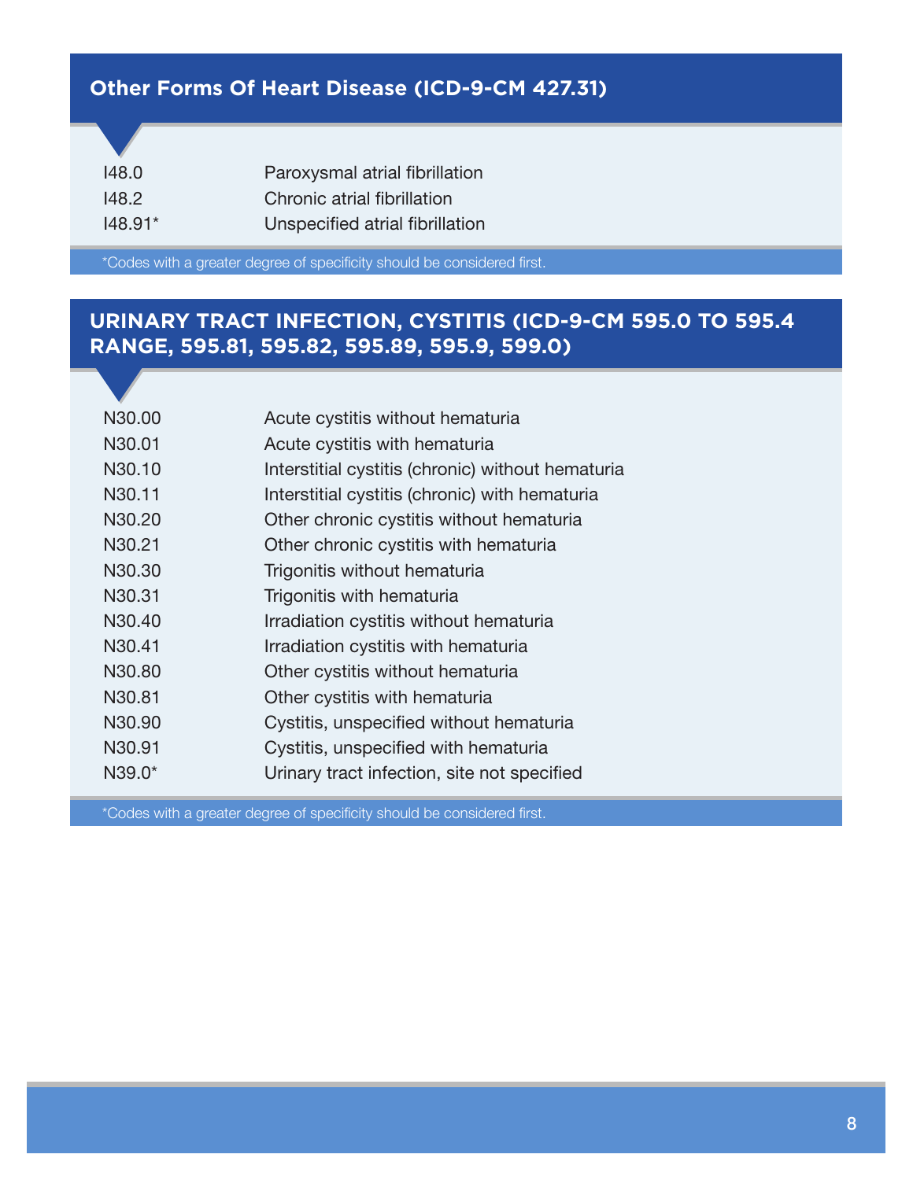## Other Forms Of Heart Disease (ICD-9-CM 427.31)

| | |
|---|---|
| I48.0 | Paroxysmal atrial fibrillation |
| I48.2 | Chronic atrial fibrillation |
| I48.91* | Unspecified atrial fibrillation |

*Codes with a greater degree of specificity should be considered first.

## URINARY TRACT INFECTION, CYSTITIS (ICD-9-CM 595.0 TO 595.4 RANGE, 595.81, 595.82, 595.89, 595.9, 599.0)

| | |
|---|---|
| N30.00 | Acute cystitis without hematuria |
| N30.01 | Acute cystitis with hematuria |
| N30.10 | Interstitial cystitis (chronic) without hematuria |
| N30.11 | Interstitial cystitis (chronic) with hematuria |
| N30.20 | Other chronic cystitis without hematuria |
| N30.21 | Other chronic cystitis with hematuria |
| N30.30 | Trigonitis without hematuria |
| N30.31 | Trigonitis with hematuria |
| N30.40 | Irradiation cystitis without hematuria |
| N30.41 | Irradiation cystitis with hematuria |
| N30.80 | Other cystitis without hematuria |
| N30.81 | Other cystitis with hematuria |
| N30.90 | Cystitis, unspecified without hematuria |
| N30.91 | Cystitis, unspecified with hematuria |
| N39.0* | Urinary tract infection, site not specified |

*Codes with a greater degree of specificity should be considered first.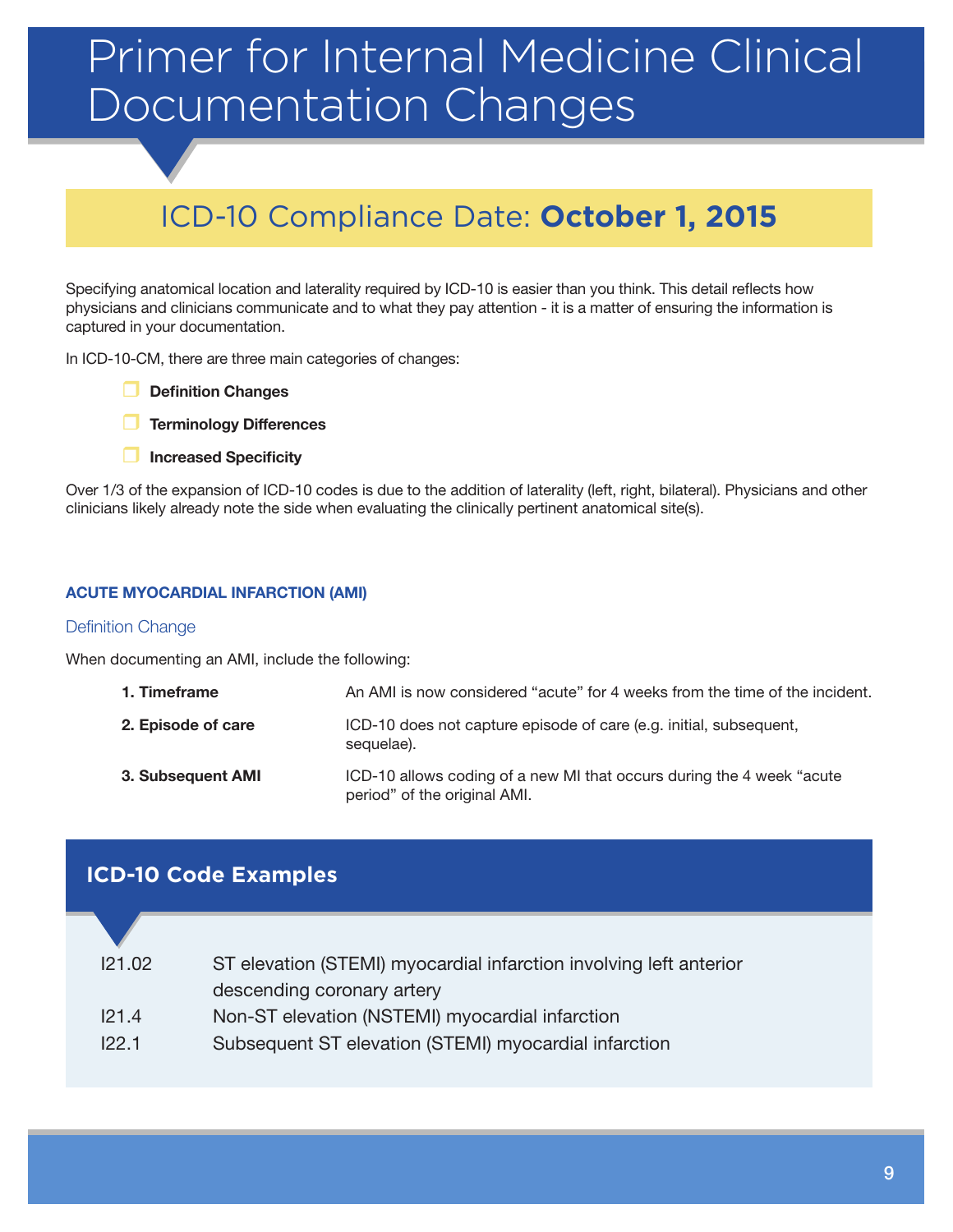// Primer for Internal Medicine Clinical Documentation Changes

## ICD-10 Compliance Date: **October 1, 2015**

Specifying anatomical location and laterality required by ICD-10 is easier than you think. This detail reflects how physicians and clinicians communicate and to what they pay attention - it is a matter of ensuring the information is captured in your documentation.

In ICD-10-CM, there are three main categories of changes:

- **Definition Changes**
- **Terminology Differences**
- **Increased Specificity**

Over 1/3 of the expansion of ICD-10 codes is due to the addition of laterality (left, right, bilateral). Physicians and other clinicians likely already note the side when evaluating the clinically pertinent anatomical site(s).

### ACUTE MYOCARDIAL INFARCTION (AMI)

#### Definition Change

When documenting an AMI, include the following:

| | |
|---|---|
| **1. Timeframe** | An AMI is now considered "acute" for 4 weeks from the time of the incident. |
| **2. Episode of care** | ICD-10 does not capture episode of care (e.g. initial, subsequent, sequelae). |
| **3. Subsequent AMI** | ICD-10 allows coding of a new MI that occurs during the 4 week "acute period" of the original AMI. |

### ICD-10 Code Examples

| | |
|---|---|
| I21.02 | ST elevation (STEMI) myocardial infarction involving left anterior descending coronary artery |
| I21.4 | Non-ST elevation (NSTEMI) myocardial infarction |
| I22.1 | Subsequent ST elevation (STEMI) myocardial infarction |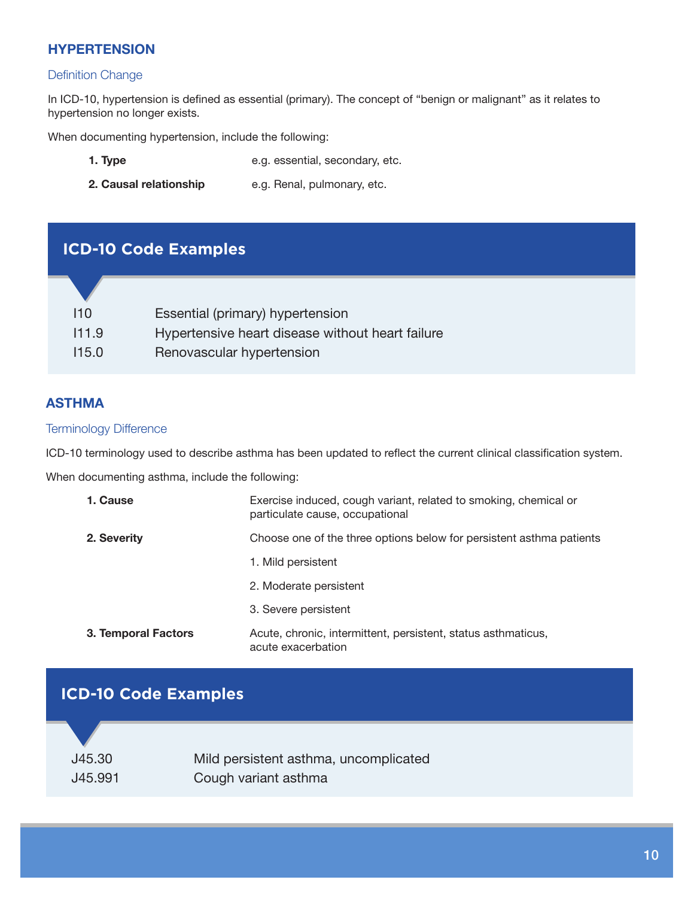## HYPERTENSION

### Definition Change

In ICD-10, hypertension is defined as essential (primary). The concept of "benign or malignant" as it relates to hypertension no longer exists.

When documenting hypertension, include the following:

| | |
|---|---|
| **1. Type** | e.g. essential, secondary, etc. |
| **2. Causal relationship** | e.g. Renal, pulmonary, etc. |

### ICD-10 Code Examples

| | |
|---|---|
| I10 | Essential (primary) hypertension |
| I11.9 | Hypertensive heart disease without heart failure |
| I15.0 | Renovascular hypertension |

## ASTHMA

### Terminology Difference

ICD-10 terminology used to describe asthma has been updated to reflect the current clinical classification system.

When documenting asthma, include the following:

| | |
|---|---|
| **1. Cause** | Exercise induced, cough variant, related to smoking, chemical or particulate cause, occupational |
| **2. Severity** | Choose one of the three options below for persistent asthma patients |
| | 1. Mild persistent |
| | 2. Moderate persistent |
| | 3. Severe persistent |
| **3. Temporal Factors** | Acute, chronic, intermittent, persistent, status asthmaticus, acute exacerbation |

### ICD-10 Code Examples

| | |
|---|---|
| J45.30 | Mild persistent asthma, uncomplicated |
| J45.991 | Cough variant asthma |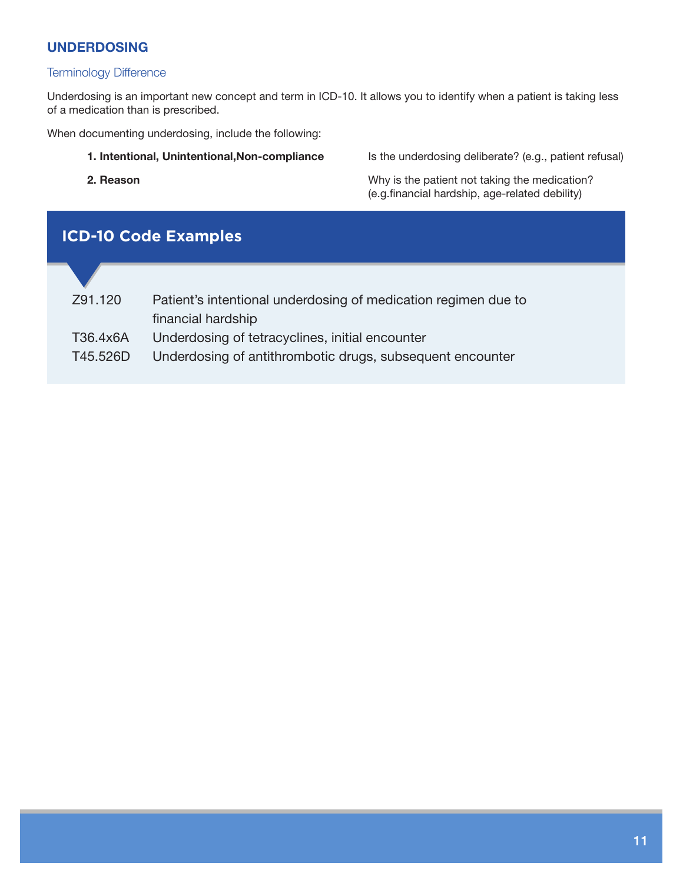## UNDERDOSING

### Terminology Difference

Underdosing is an important new concept and term in ICD-10. It allows you to identify when a patient is taking less of a medication than is prescribed.

When documenting underdosing, include the following:

| | |
|---|---|
| **1. Intentional, Unintentional,Non-compliance** | Is the underdosing deliberate? (e.g., patient refusal) |
| **2. Reason** | Why is the patient not taking the medication? (e.g.financial hardship, age-related debility) |

### ICD-10 Code Examples

| | |
|---|---|
| Z91.120 | Patient's intentional underdosing of medication regimen due to financial hardship |
| T36.4x6A | Underdosing of tetracyclines, initial encounter |
| T45.526D | Underdosing of antithrombotic drugs, subsequent encounter |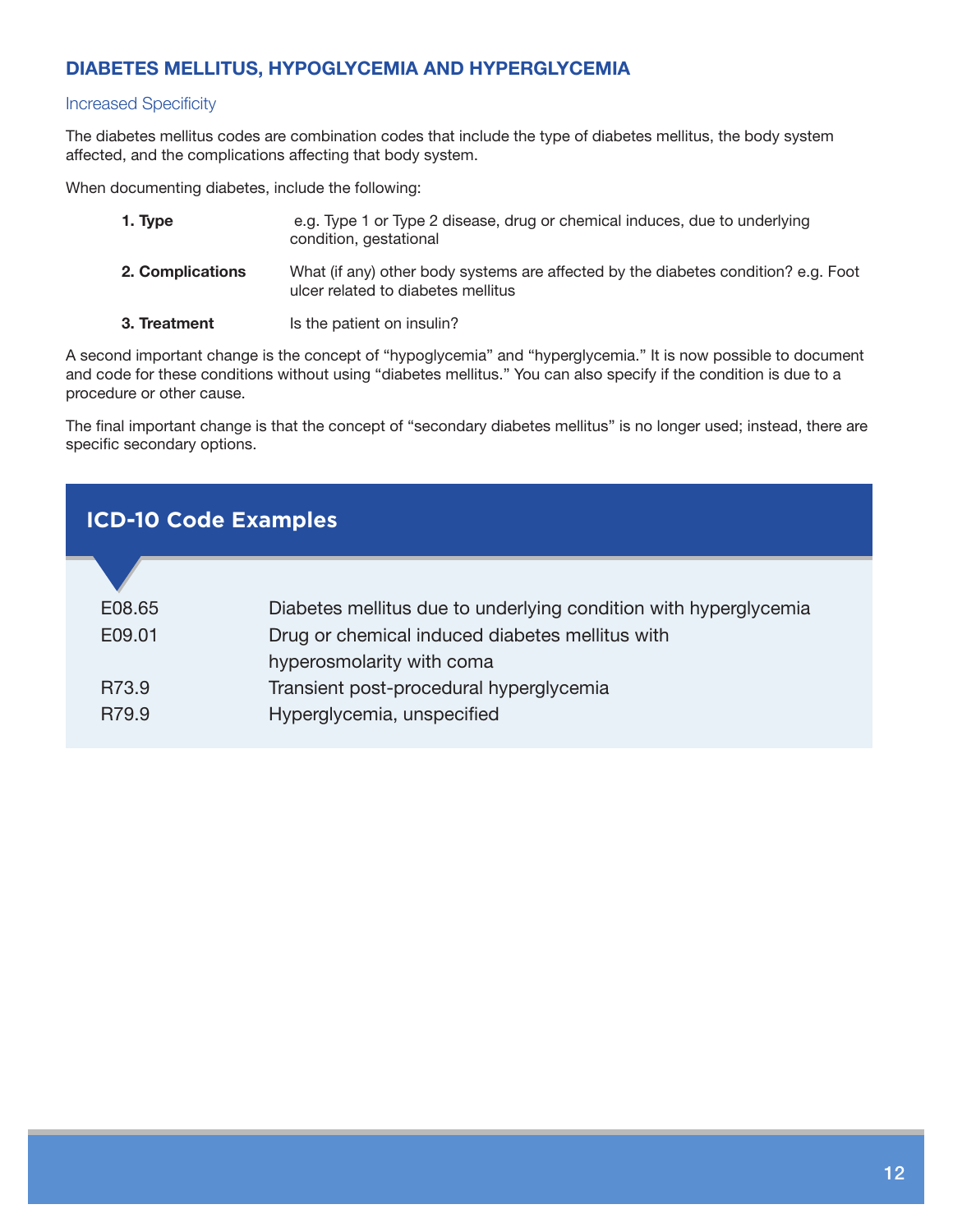## DIABETES MELLITUS, HYPOGLYCEMIA AND HYPERGLYCEMIA

### Increased Specificity

The diabetes mellitus codes are combination codes that include the type of diabetes mellitus, the body system affected, and the complications affecting that body system.

When documenting diabetes, include the following:

1. **Type** — e.g. Type 1 or Type 2 disease, drug or chemical induces, due to underlying condition, gestational
2. **Complications** — What (if any) other body systems are affected by the diabetes condition? e.g. Foot ulcer related to diabetes mellitus
3. **Treatment** — Is the patient on insulin?

A second important change is the concept of "hypoglycemia" and "hyperglycemia." It is now possible to document and code for these conditions without using "diabetes mellitus." You can also specify if the condition is due to a procedure or other cause.

The final important change is that the concept of "secondary diabetes mellitus" is no longer used; instead, there are specific secondary options.

### ICD-10 Code Examples

| Code | Description |
|---|---|
| E08.65 | Diabetes mellitus due to underlying condition with hyperglycemia |
| E09.01 | Drug or chemical induced diabetes mellitus with hyperosmolarity with coma |
| R73.9 | Transient post-procedural hyperglycemia |
| R79.9 | Hyperglycemia, unspecified |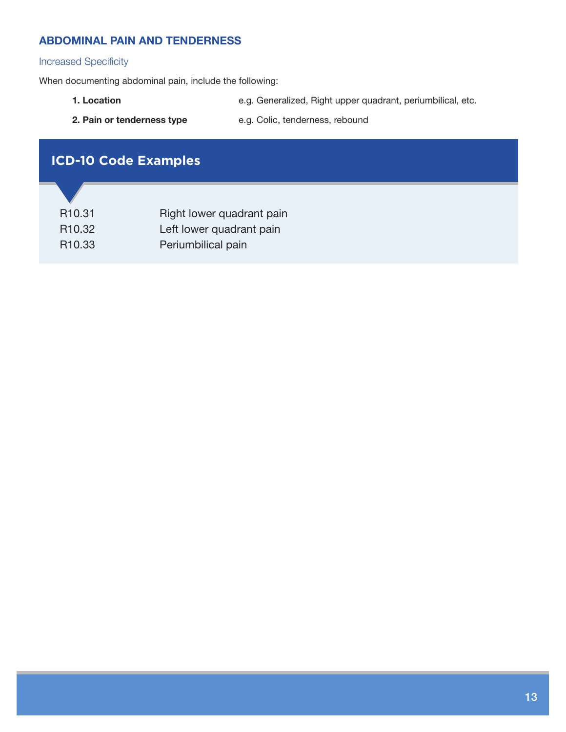## ABDOMINAL PAIN AND TENDERNESS

### Increased Specificity

When documenting abdominal pain, include the following:

| | |
|---|---|
| **1. Location** | e.g. Generalized, Right upper quadrant, periumbilical, etc. |
| **2. Pain or tenderness type** | e.g. Colic, tenderness, rebound |

### ICD-10 Code Examples

| | |
|---|---|
| R10.31 | Right lower quadrant pain |
| R10.32 | Left lower quadrant pain |
| R10.33 | Periumbilical pain |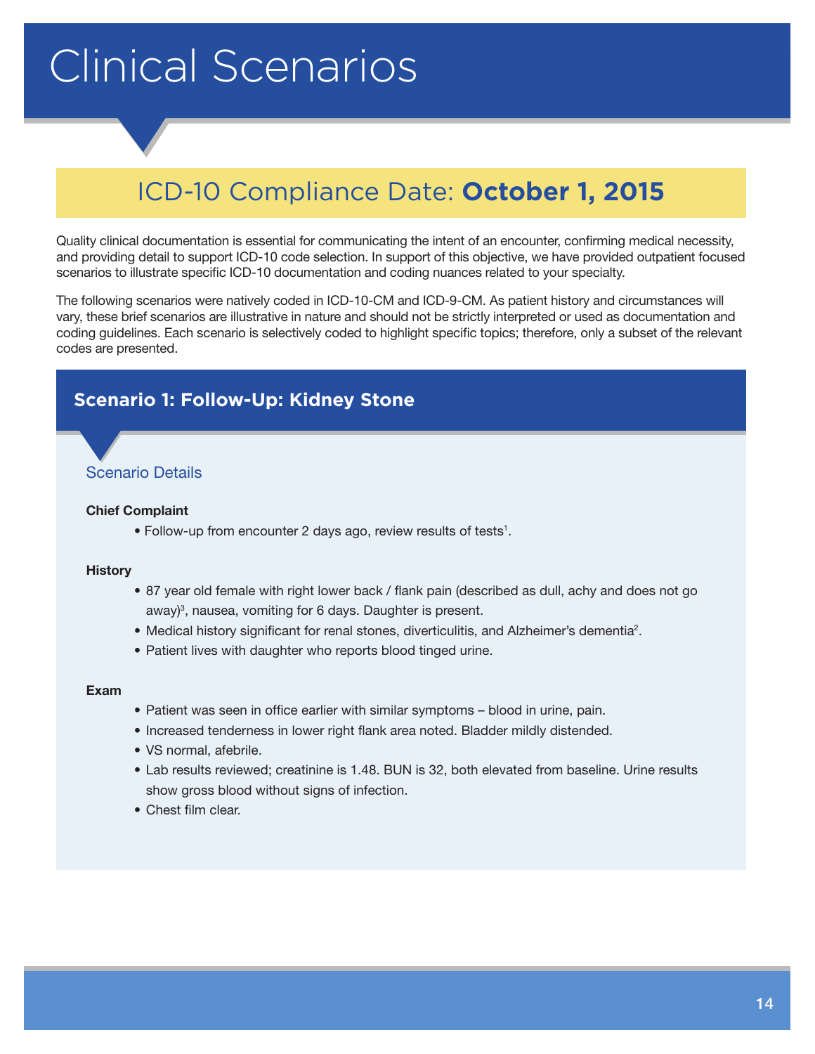# Clinical Scenarios

## ICD-10 Compliance Date: **October 1, 2015**

Quality clinical documentation is essential for communicating the intent of an encounter, confirming medical necessity, and providing detail to support ICD-10 code selection. In support of this objective, we have provided outpatient focused scenarios to illustrate specific ICD-10 documentation and coding nuances related to your specialty.

The following scenarios were natively coded in ICD-10-CM and ICD-9-CM. As patient history and circumstances will vary, these brief scenarios are illustrative in nature and should not be strictly interpreted or used as documentation and coding guidelines. Each scenario is selectively coded to highlight specific topics; therefore, only a subset of the relevant codes are presented.

## Scenario 1: Follow-Up: Kidney Stone

### Scenario Details

**Chief Complaint**

- Follow-up from encounter 2 days ago, review results of tests[1].

**History**

- 87 year old female with right lower back / flank pain (described as dull, achy and does not go away)[3], nausea, vomiting for 6 days. Daughter is present.
- Medical history significant for renal stones, diverticulitis, and Alzheimer's dementia[2].
- Patient lives with daughter who reports blood tinged urine.

**Exam**

- Patient was seen in office earlier with similar symptoms – blood in urine, pain.
- Increased tenderness in lower right flank area noted. Bladder mildly distended.
- VS normal, afebrile.
- Lab results reviewed; creatinine is 1.48. BUN is 32, both elevated from baseline. Urine results show gross blood without signs of infection.
- Chest film clear.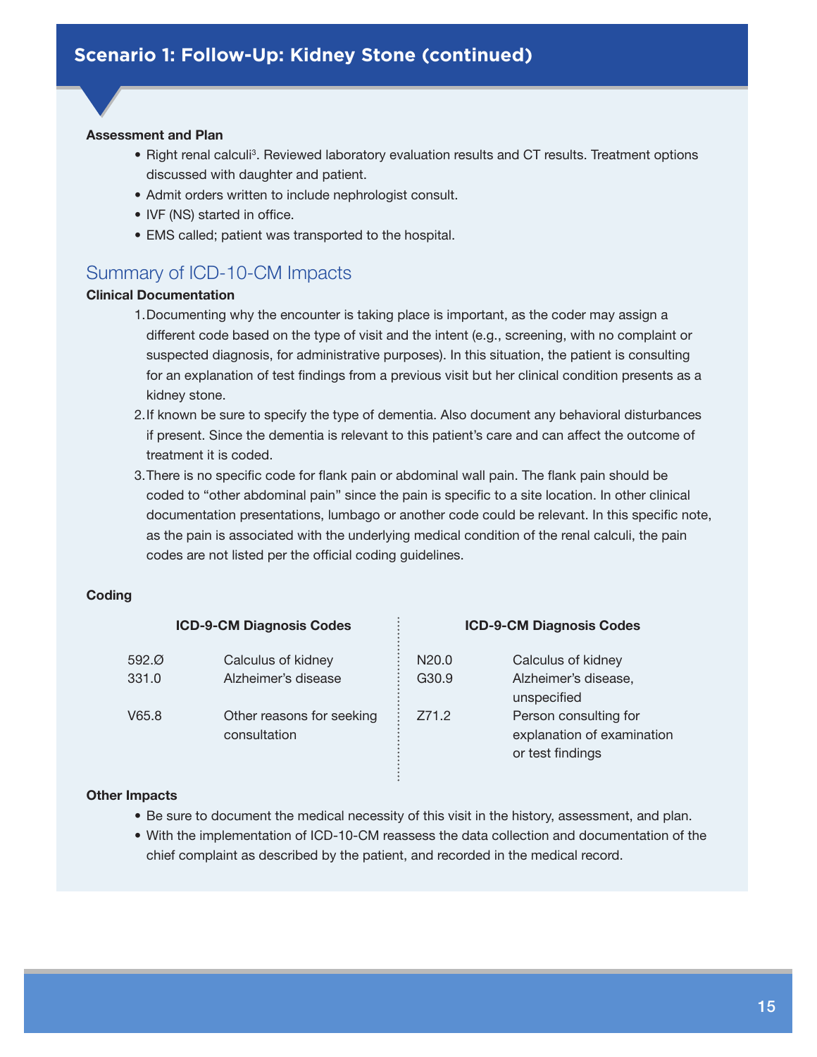## Scenario 1: Follow-Up: Kidney Stone (continued)

**Assessment and Plan**

- Right renal calculi[3]. Reviewed laboratory evaluation results and CT results. Treatment options discussed with daughter and patient.
- Admit orders written to include nephrologist consult.
- IVF (NS) started in office.
- EMS called; patient was transported to the hospital.

## Summary of ICD-10-CM Impacts

**Clinical Documentation**

1. Documenting why the encounter is taking place is important, as the coder may assign a different code based on the type of visit and the intent (e.g., screening, with no complaint or suspected diagnosis, for administrative purposes). In this situation, the patient is consulting for an explanation of test findings from a previous visit but her clinical condition presents as a kidney stone.
2. If known be sure to specify the type of dementia. Also document any behavioral disturbances if present. Since the dementia is relevant to this patient's care and can affect the outcome of treatment it is coded.
3. There is no specific code for flank pain or abdominal wall pain. The flank pain should be coded to "other abdominal pain" since the pain is specific to a site location. In other clinical documentation presentations, lumbago or another code could be relevant. In this specific note, as the pain is associated with the underlying medical condition of the renal calculi, the pain codes are not listed per the official coding guidelines.

**Coding**

| ICD-9-CM Diagnosis Codes | | ICD-9-CM Diagnosis Codes | |
|---|---|---|---|
| 592.Ø | Calculus of kidney | N20.0 | Calculus of kidney |
| 331.0 | Alzheimer's disease | G30.9 | Alzheimer's disease, unspecified |
| V65.8 | Other reasons for seeking consultation | Z71.2 | Person consulting for explanation of examination or test findings |

**Other Impacts**

- Be sure to document the medical necessity of this visit in the history, assessment, and plan.
- With the implementation of ICD-10-CM reassess the data collection and documentation of the chief complaint as described by the patient, and recorded in the medical record.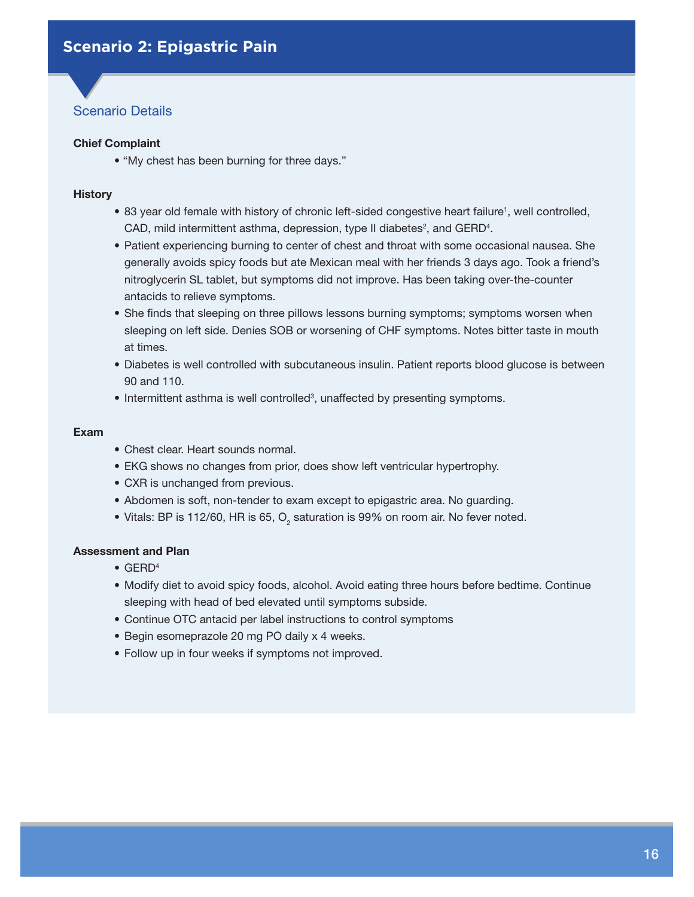## Scenario 2: Epigastric Pain

### Scenario Details

**Chief Complaint**

- "My chest has been burning for three days."

**History**

- 83 year old female with history of chronic left-sided congestive heart failure[1], well controlled, CAD, mild intermittent asthma, depression, type II diabetes[2], and GERD[4].
- Patient experiencing burning to center of chest and throat with some occasional nausea. She generally avoids spicy foods but ate Mexican meal with her friends 3 days ago. Took a friend's nitroglycerin SL tablet, but symptoms did not improve. Has been taking over-the-counter antacids to relieve symptoms.
- She finds that sleeping on three pillows lessons burning symptoms; symptoms worsen when sleeping on left side. Denies SOB or worsening of CHF symptoms. Notes bitter taste in mouth at times.
- Diabetes is well controlled with subcutaneous insulin. Patient reports blood glucose is between 90 and 110.
- Intermittent asthma is well controlled[3], unaffected by presenting symptoms.

**Exam**

- Chest clear. Heart sounds normal.
- EKG shows no changes from prior, does show left ventricular hypertrophy.
- CXR is unchanged from previous.
- Abdomen is soft, non-tender to exam except to epigastric area. No guarding.
- Vitals: BP is 112/60, HR is 65, $O_2$ saturation is 99% on room air. No fever noted.

**Assessment and Plan**

- GERD[4]
- Modify diet to avoid spicy foods, alcohol. Avoid eating three hours before bedtime. Continue sleeping with head of bed elevated until symptoms subside.
- Continue OTC antacid per label instructions to control symptoms
- Begin esomeprazole 20 mg PO daily x 4 weeks.
- Follow up in four weeks if symptoms not improved.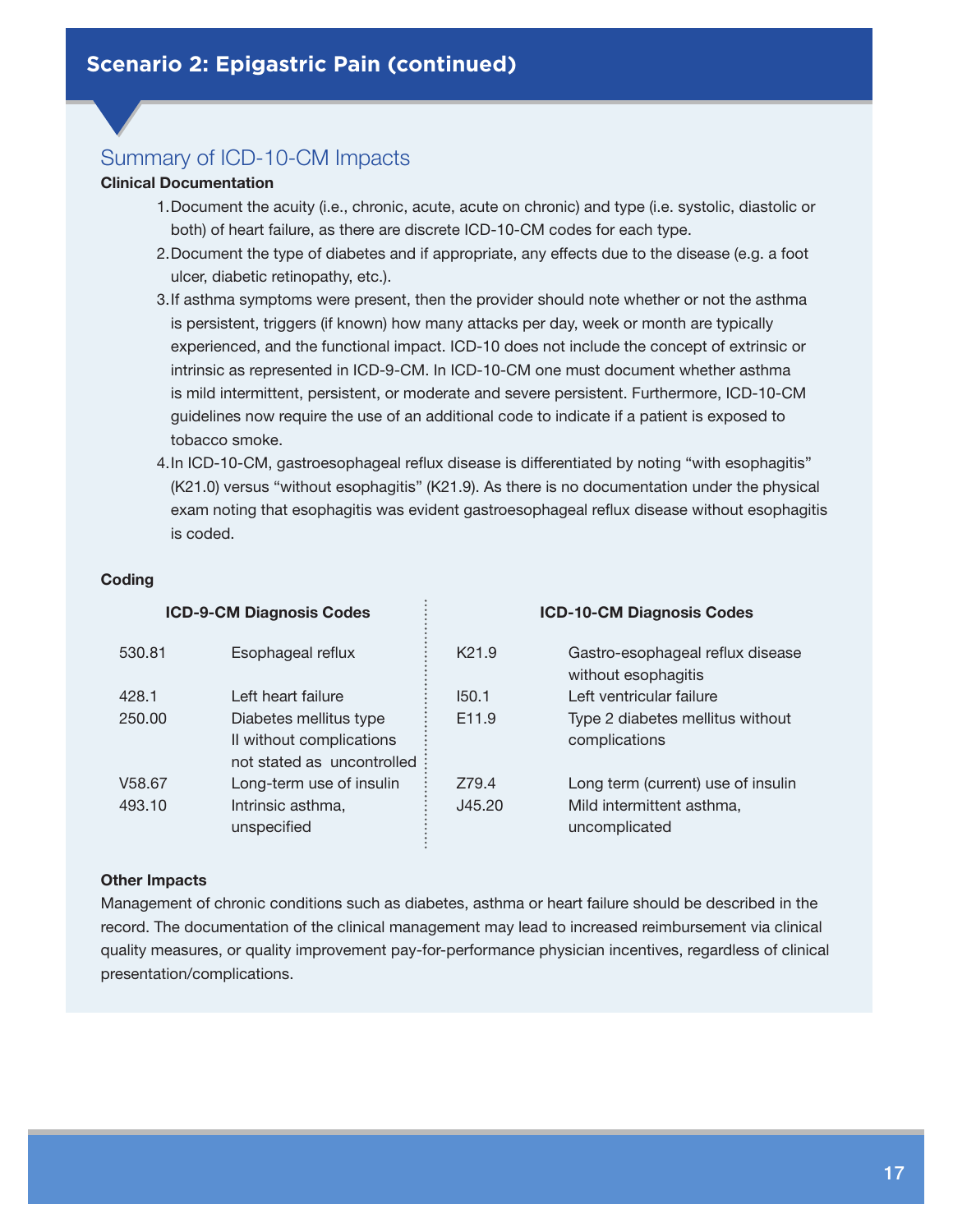## Scenario 2: Epigastric Pain (continued)

### Summary of ICD-10-CM Impacts

**Clinical Documentation**

1. Document the acuity (i.e., chronic, acute, acute on chronic) and type (i.e. systolic, diastolic or both) of heart failure, as there are discrete ICD-10-CM codes for each type.
2. Document the type of diabetes and if appropriate, any effects due to the disease (e.g. a foot ulcer, diabetic retinopathy, etc.).
3. If asthma symptoms were present, then the provider should note whether or not the asthma is persistent, triggers (if known) how many attacks per day, week or month are typically experienced, and the functional impact. ICD-10 does not include the concept of extrinsic or intrinsic as represented in ICD-9-CM. In ICD-10-CM one must document whether asthma is mild intermittent, persistent, or moderate and severe persistent. Furthermore, ICD-10-CM guidelines now require the use of an additional code to indicate if a patient is exposed to tobacco smoke.
4. In ICD-10-CM, gastroesophageal reflux disease is differentiated by noting "with esophagitis" (K21.0) versus "without esophagitis" (K21.9). As there is no documentation under the physical exam noting that esophagitis was evident gastroesophageal reflux disease without esophagitis is coded.

**Coding**

| ICD-9-CM Diagnosis Codes | | ICD-10-CM Diagnosis Codes | |
|---|---|---|---|
| 530.81 | Esophageal reflux | K21.9 | Gastro-esophageal reflux disease without esophagitis |
| 428.1 | Left heart failure | I50.1 | Left ventricular failure |
| 250.00 | Diabetes mellitus type II without complications not stated as uncontrolled | E11.9 | Type 2 diabetes mellitus without complications |
| V58.67 | Long-term use of insulin | Z79.4 | Long term (current) use of insulin |
| 493.10 | Intrinsic asthma, unspecified | J45.20 | Mild intermittent asthma, uncomplicated |

**Other Impacts**

Management of chronic conditions such as diabetes, asthma or heart failure should be described in the record. The documentation of the clinical management may lead to increased reimbursement via clinical quality measures, or quality improvement pay-for-performance physician incentives, regardless of clinical presentation/complications.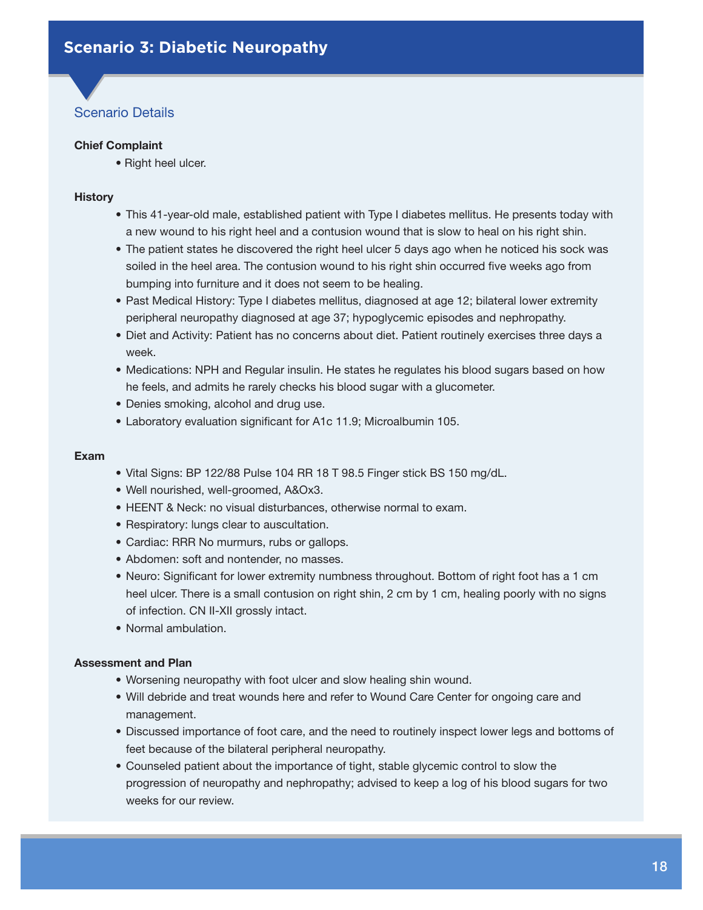## Scenario 3: Diabetic Neuropathy

### Scenario Details

**Chief Complaint**

- Right heel ulcer.

**History**

- This 41-year-old male, established patient with Type I diabetes mellitus. He presents today with a new wound to his right heel and a contusion wound that is slow to heal on his right shin.
- The patient states he discovered the right heel ulcer 5 days ago when he noticed his sock was soiled in the heel area. The contusion wound to his right shin occurred five weeks ago from bumping into furniture and it does not seem to be healing.
- Past Medical History: Type I diabetes mellitus, diagnosed at age 12; bilateral lower extremity peripheral neuropathy diagnosed at age 37; hypoglycemic episodes and nephropathy.
- Diet and Activity: Patient has no concerns about diet. Patient routinely exercises three days a week.
- Medications: NPH and Regular insulin. He states he regulates his blood sugars based on how he feels, and admits he rarely checks his blood sugar with a glucometer.
- Denies smoking, alcohol and drug use.
- Laboratory evaluation significant for A1c 11.9; Microalbumin 105.

**Exam**

- Vital Signs: BP 122/88 Pulse 104 RR 18 T 98.5 Finger stick BS 150 mg/dL.
- Well nourished, well-groomed, A&Ox3.
- HEENT & Neck: no visual disturbances, otherwise normal to exam.
- Respiratory: lungs clear to auscultation.
- Cardiac: RRR No murmurs, rubs or gallops.
- Abdomen: soft and nontender, no masses.
- Neuro: Significant for lower extremity numbness throughout. Bottom of right foot has a 1 cm heel ulcer. There is a small contusion on right shin, 2 cm by 1 cm, healing poorly with no signs of infection. CN II-XII grossly intact.
- Normal ambulation.

**Assessment and Plan**

- Worsening neuropathy with foot ulcer and slow healing shin wound.
- Will debride and treat wounds here and refer to Wound Care Center for ongoing care and management.
- Discussed importance of foot care, and the need to routinely inspect lower legs and bottoms of feet because of the bilateral peripheral neuropathy.
- Counseled patient about the importance of tight, stable glycemic control to slow the progression of neuropathy and nephropathy; advised to keep a log of his blood sugars for two weeks for our review.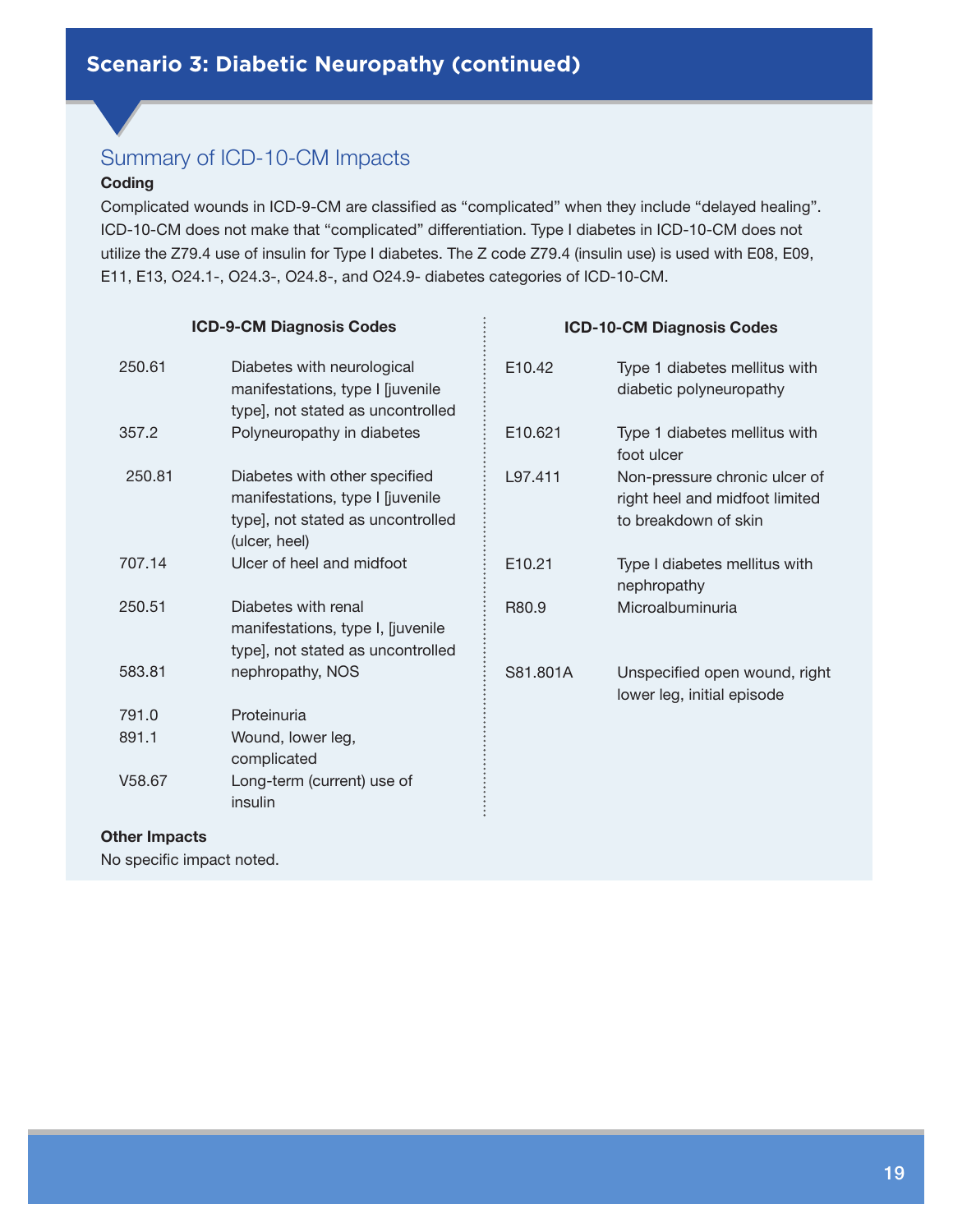# Scenario 3: Diabetic Neuropathy (continued)

## Summary of ICD-10-CM Impacts

**Coding**

Complicated wounds in ICD-9-CM are classified as "complicated" when they include "delayed healing". ICD-10-CM does not make that "complicated" differentiation. Type I diabetes in ICD-10-CM does not utilize the Z79.4 use of insulin for Type I diabetes. The Z code Z79.4 (insulin use) is used with E08, E09, E11, E13, O24.1-, O24.3-, O24.8-, and O24.9- diabetes categories of ICD-10-CM.

**ICD-9-CM Diagnosis Codes**

| | |
|---|---|
| 250.61 | Diabetes with neurological manifestations, type I [juvenile type], not stated as uncontrolled |
| 357.2 | Polyneuropathy in diabetes |
| 250.81 | Diabetes with other specified manifestations, type I [juvenile type], not stated as uncontrolled (ulcer, heel) |
| 707.14 | Ulcer of heel and midfoot |
| 250.51 | Diabetes with renal manifestations, type I, [juvenile type], not stated as uncontrolled |
| 583.81 | nephropathy, NOS |
| 791.0 | Proteinuria |
| 891.1 | Wound, lower leg, complicated |
| V58.67 | Long-term (current) use of insulin |

**ICD-10-CM Diagnosis Codes**

| | |
|---|---|
| E10.42 | Type 1 diabetes mellitus with diabetic polyneuropathy |
| E10.621 | Type 1 diabetes mellitus with foot ulcer |
| L97.411 | Non-pressure chronic ulcer of right heel and midfoot limited to breakdown of skin |
| E10.21 | Type I diabetes mellitus with nephropathy |
| R80.9 | Microalbuminuria |
| S81.801A | Unspecified open wound, right lower leg, initial episode |

**Other Impacts**

No specific impact noted.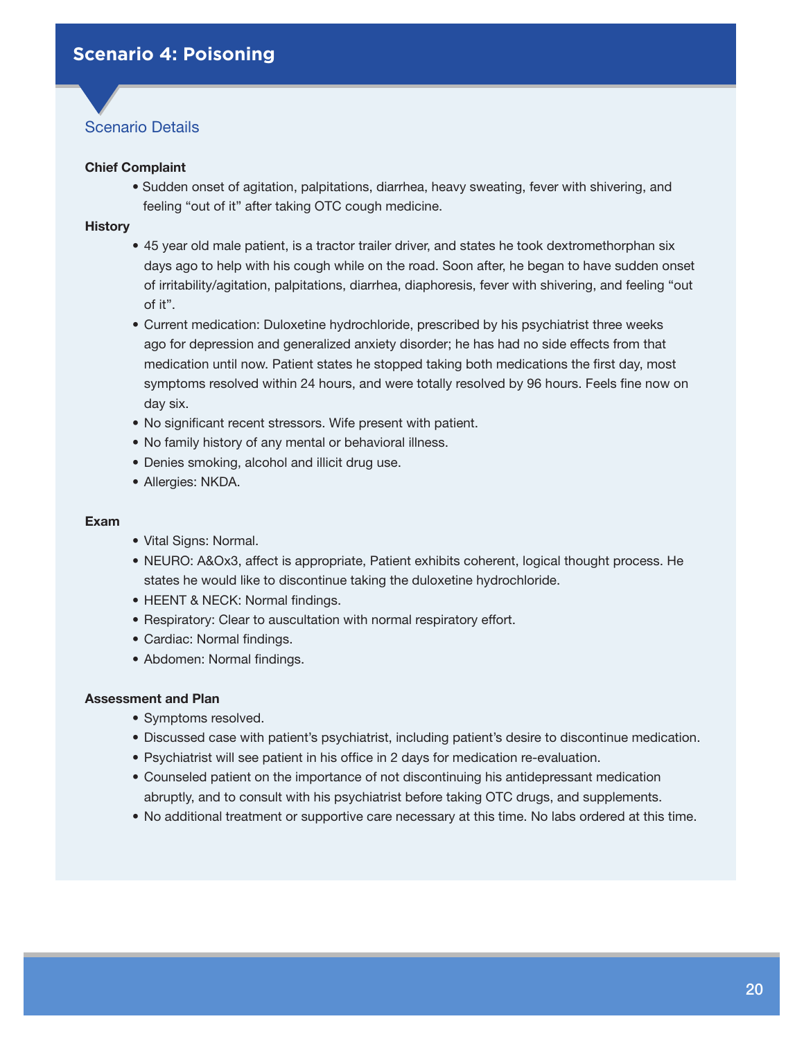## Scenario 4: Poisoning

### Scenario Details

**Chief Complaint**

- Sudden onset of agitation, palpitations, diarrhea, heavy sweating, fever with shivering, and feeling "out of it" after taking OTC cough medicine.

**History**

- 45 year old male patient, is a tractor trailer driver, and states he took dextromethorphan six days ago to help with his cough while on the road. Soon after, he began to have sudden onset of irritability/agitation, palpitations, diarrhea, diaphoresis, fever with shivering, and feeling "out of it".
- Current medication: Duloxetine hydrochloride, prescribed by his psychiatrist three weeks ago for depression and generalized anxiety disorder; he has had no side effects from that medication until now. Patient states he stopped taking both medications the first day, most symptoms resolved within 24 hours, and were totally resolved by 96 hours. Feels fine now on day six.
- No significant recent stressors. Wife present with patient.
- No family history of any mental or behavioral illness.
- Denies smoking, alcohol and illicit drug use.
- Allergies: NKDA.

**Exam**

- Vital Signs: Normal.
- NEURO: A&Ox3, affect is appropriate, Patient exhibits coherent, logical thought process. He states he would like to discontinue taking the duloxetine hydrochloride.
- HEENT & NECK: Normal findings.
- Respiratory: Clear to auscultation with normal respiratory effort.
- Cardiac: Normal findings.
- Abdomen: Normal findings.

**Assessment and Plan**

- Symptoms resolved.
- Discussed case with patient's psychiatrist, including patient's desire to discontinue medication.
- Psychiatrist will see patient in his office in 2 days for medication re-evaluation.
- Counseled patient on the importance of not discontinuing his antidepressant medication abruptly, and to consult with his psychiatrist before taking OTC drugs, and supplements.
- No additional treatment or supportive care necessary at this time. No labs ordered at this time.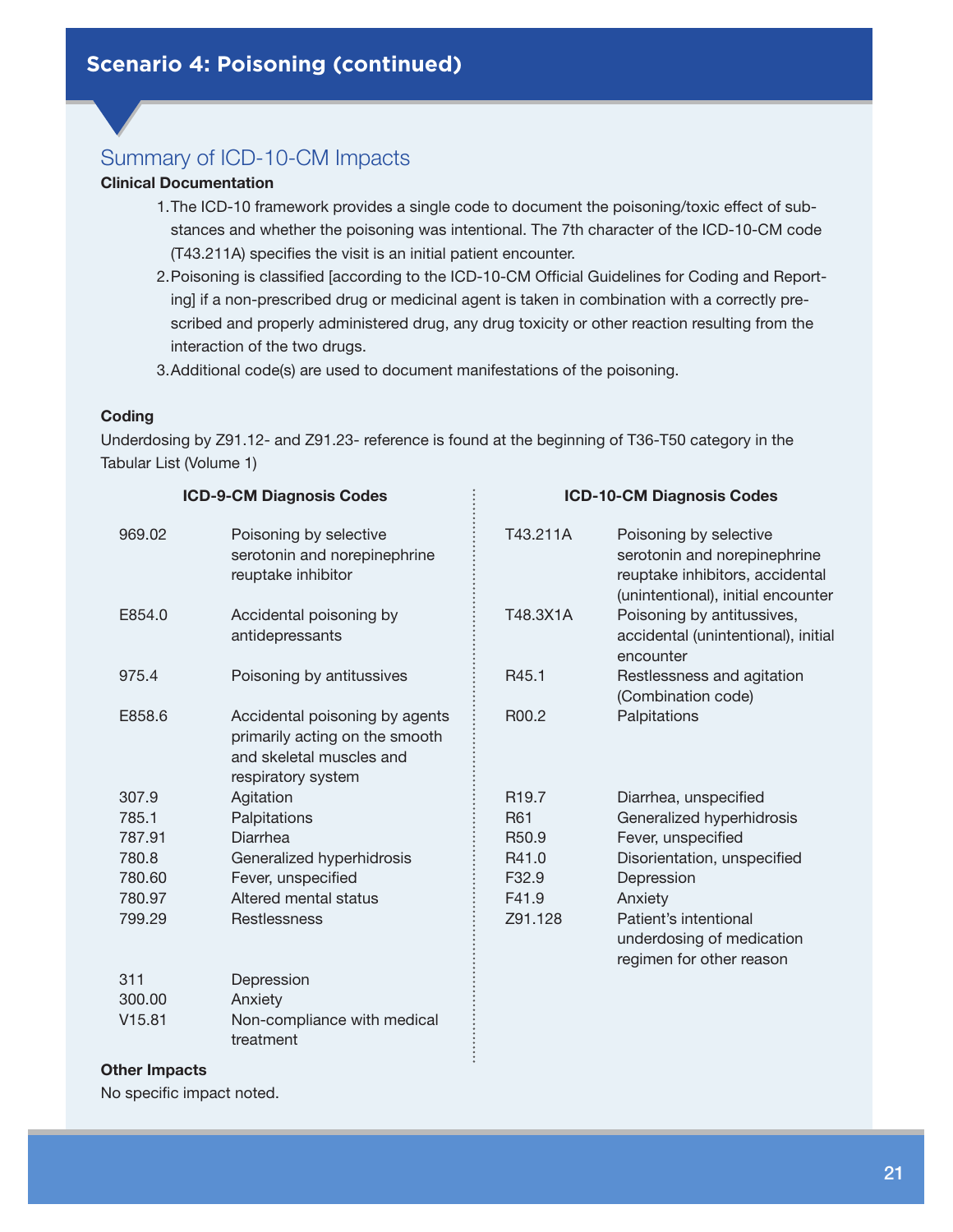## Scenario 4: Poisoning (continued)

### Summary of ICD-10-CM Impacts

**Clinical Documentation**

1. The ICD-10 framework provides a single code to document the poisoning/toxic effect of substances and whether the poisoning was intentional. The 7th character of the ICD-10-CM code (T43.211A) specifies the visit is an initial patient encounter.
2. Poisoning is classified [according to the ICD-10-CM Official Guidelines for Coding and Reporting] if a non-prescribed drug or medicinal agent is taken in combination with a correctly prescribed and properly administered drug, any drug toxicity or other reaction resulting from the interaction of the two drugs.
3. Additional code(s) are used to document manifestations of the poisoning.

**Coding**

Underdosing by Z91.12- and Z91.23- reference is found at the beginning of T36-T50 category in the Tabular List (Volume 1)

**ICD-9-CM Diagnosis Codes**

| Code | Description |
|---|---|
| 969.02 | Poisoning by selective serotonin and norepinephrine reuptake inhibitor |
| E854.0 | Accidental poisoning by antidepressants |
| 975.4 | Poisoning by antitussives |
| E858.6 | Accidental poisoning by agents primarily acting on the smooth and skeletal muscles and respiratory system |
| 307.9 | Agitation |
| 785.1 | Palpitations |
| 787.91 | Diarrhea |
| 780.8 | Generalized hyperhidrosis |
| 780.60 | Fever, unspecified |
| 780.97 | Altered mental status |
| 799.29 | Restlessness |
| 311 | Depression |
| 300.00 | Anxiety |
| V15.81 | Non-compliance with medical treatment |

**ICD-10-CM Diagnosis Codes**

| Code | Description |
|---|---|
| T43.211A | Poisoning by selective serotonin and norepinephrine reuptake inhibitors, accidental (unintentional), initial encounter |
| T48.3X1A | Poisoning by antitussives, accidental (unintentional), initial encounter |
| R45.1 | Restlessness and agitation (Combination code) |
| R00.2 | Palpitations |
| R19.7 | Diarrhea, unspecified |
| R61 | Generalized hyperhidrosis |
| R50.9 | Fever, unspecified |
| R41.0 | Disorientation, unspecified |
| F32.9 | Depression |
| F41.9 | Anxiety |
| Z91.128 | Patient's intentional underdosing of medication regimen for other reason |

**Other Impacts**

No specific impact noted.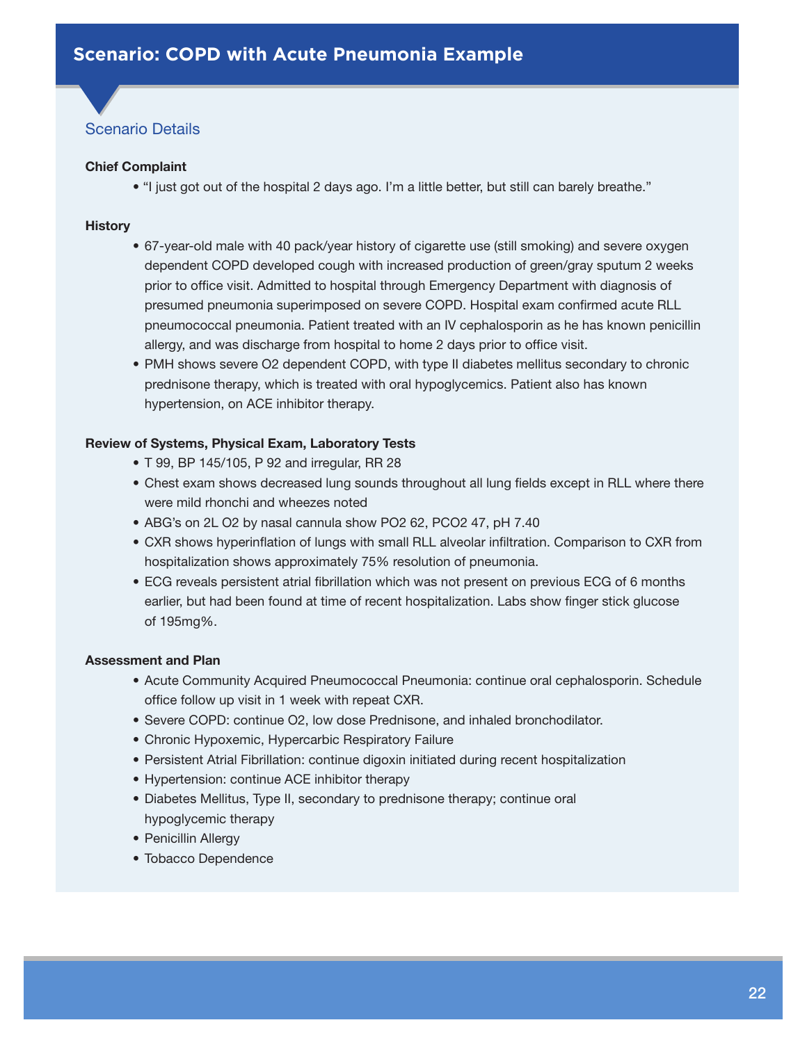# Scenario: COPD with Acute Pneumonia Example

## Scenario Details

**Chief Complaint**

- "I just got out of the hospital 2 days ago. I'm a little better, but still can barely breathe."

**History**

- 67-year-old male with 40 pack/year history of cigarette use (still smoking) and severe oxygen dependent COPD developed cough with increased production of green/gray sputum 2 weeks prior to office visit. Admitted to hospital through Emergency Department with diagnosis of presumed pneumonia superimposed on severe COPD. Hospital exam confirmed acute RLL pneumococcal pneumonia. Patient treated with an IV cephalosporin as he has known penicillin allergy, and was discharge from hospital to home 2 days prior to office visit.
- PMH shows severe O2 dependent COPD, with type II diabetes mellitus secondary to chronic prednisone therapy, which is treated with oral hypoglycemics. Patient also has known hypertension, on ACE inhibitor therapy.

**Review of Systems, Physical Exam, Laboratory Tests**

- T 99, BP 145/105, P 92 and irregular, RR 28
- Chest exam shows decreased lung sounds throughout all lung fields except in RLL where there were mild rhonchi and wheezes noted
- ABG's on 2L O2 by nasal cannula show PO2 62, PCO2 47, pH 7.40
- CXR shows hyperinflation of lungs with small RLL alveolar infiltration. Comparison to CXR from hospitalization shows approximately 75% resolution of pneumonia.
- ECG reveals persistent atrial fibrillation which was not present on previous ECG of 6 months earlier, but had been found at time of recent hospitalization. Labs show finger stick glucose of 195mg%.

**Assessment and Plan**

- Acute Community Acquired Pneumococcal Pneumonia: continue oral cephalosporin. Schedule office follow up visit in 1 week with repeat CXR.
- Severe COPD: continue O2, low dose Prednisone, and inhaled bronchodilator.
- Chronic Hypoxemic, Hypercarbic Respiratory Failure
- Persistent Atrial Fibrillation: continue digoxin initiated during recent hospitalization
- Hypertension: continue ACE inhibitor therapy
- Diabetes Mellitus, Type II, secondary to prednisone therapy; continue oral hypoglycemic therapy
- Penicillin Allergy
- Tobacco Dependence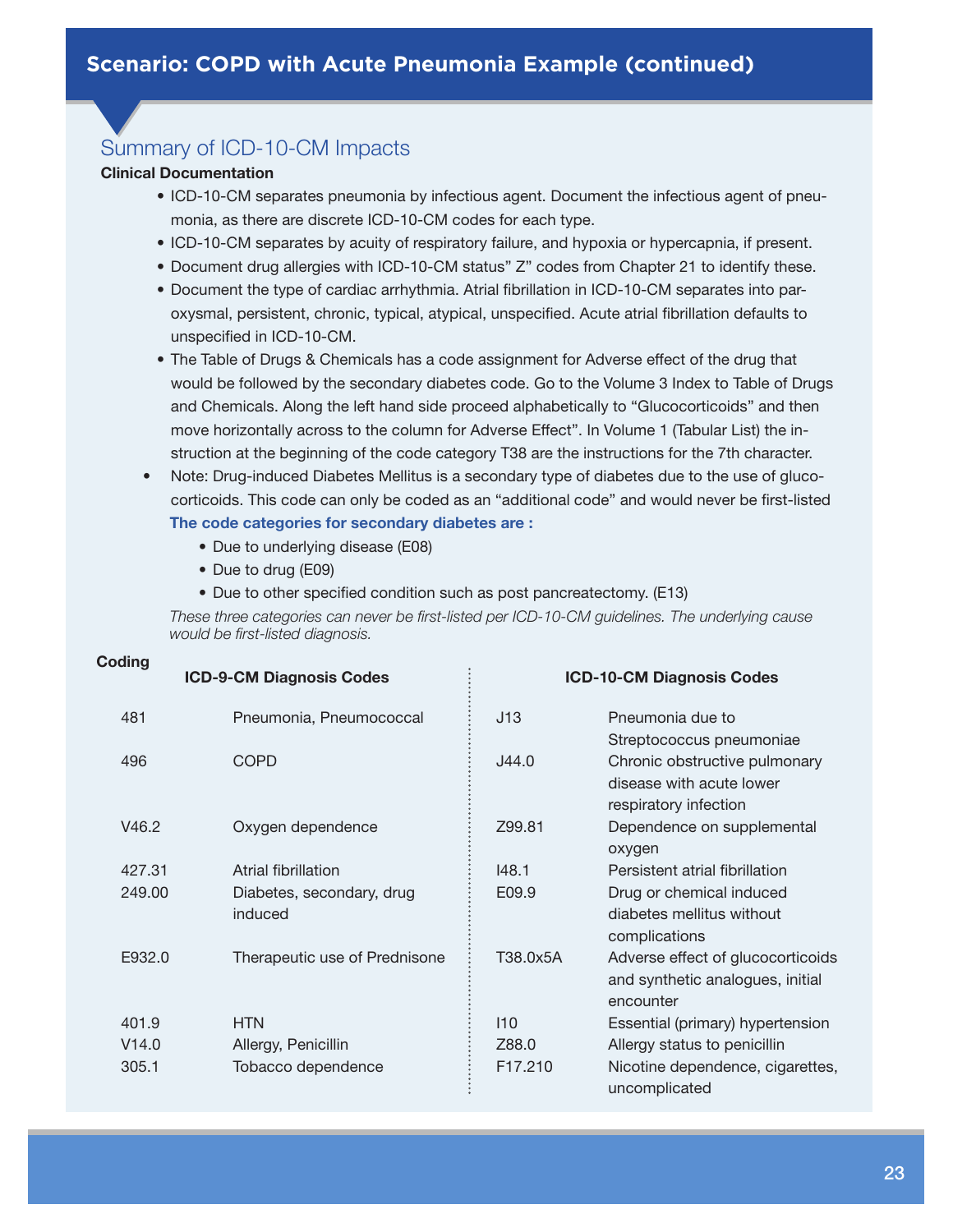## Scenario: COPD with Acute Pneumonia Example (continued)

### Summary of ICD-10-CM Impacts

**Clinical Documentation**

- ICD-10-CM separates pneumonia by infectious agent. Document the infectious agent of pneumonia, as there are discrete ICD-10-CM codes for each type.
- ICD-10-CM separates by acuity of respiratory failure, and hypoxia or hypercapnia, if present.
- Document drug allergies with ICD-10-CM status" Z" codes from Chapter 21 to identify these.
- Document the type of cardiac arrhythmia. Atrial fibrillation in ICD-10-CM separates into paroxysmal, persistent, chronic, typical, atypical, unspecified. Acute atrial fibrillation defaults to unspecified in ICD-10-CM.
- The Table of Drugs & Chemicals has a code assignment for Adverse effect of the drug that would be followed by the secondary diabetes code. Go to the Volume 3 Index to Table of Drugs and Chemicals. Along the left hand side proceed alphabetically to "Glucocorticoids" and then move horizontally across to the column for Adverse Effect". In Volume 1 (Tabular List) the instruction at the beginning of the code category T38 are the instructions for the 7th character.
- Note: Drug-induced Diabetes Mellitus is a secondary type of diabetes due to the use of glucocorticoids. This code can only be coded as an "additional code" and would never be first-listed

  **The code categories for secondary diabetes are :**
  - Due to underlying disease (E08)
  - Due to drug (E09)
  - Due to other specified condition such as post pancreatectomy. (E13)

  *These three categories can never be first-listed per ICD-10-CM guidelines. The underlying cause would be first-listed diagnosis.*

**Coding**

| ICD-9-CM Diagnosis Codes | | ICD-10-CM Diagnosis Codes | |
|---|---|---|---|
| 481 | Pneumonia, Pneumococcal | J13 | Pneumonia due to Streptococcus pneumoniae |
| 496 | COPD | J44.0 | Chronic obstructive pulmonary disease with acute lower respiratory infection |
| V46.2 | Oxygen dependence | Z99.81 | Dependence on supplemental oxygen |
| 427.31 | Atrial fibrillation | I48.1 | Persistent atrial fibrillation |
| 249.00 | Diabetes, secondary, drug induced | E09.9 | Drug or chemical induced diabetes mellitus without complications |
| E932.0 | Therapeutic use of Prednisone | T38.0x5A | Adverse effect of glucocorticoids and synthetic analogues, initial encounter |
| 401.9 | HTN | I10 | Essential (primary) hypertension |
| V14.0 | Allergy, Penicillin | Z88.0 | Allergy status to penicillin |
| 305.1 | Tobacco dependence | F17.210 | Nicotine dependence, cigarettes, uncomplicated |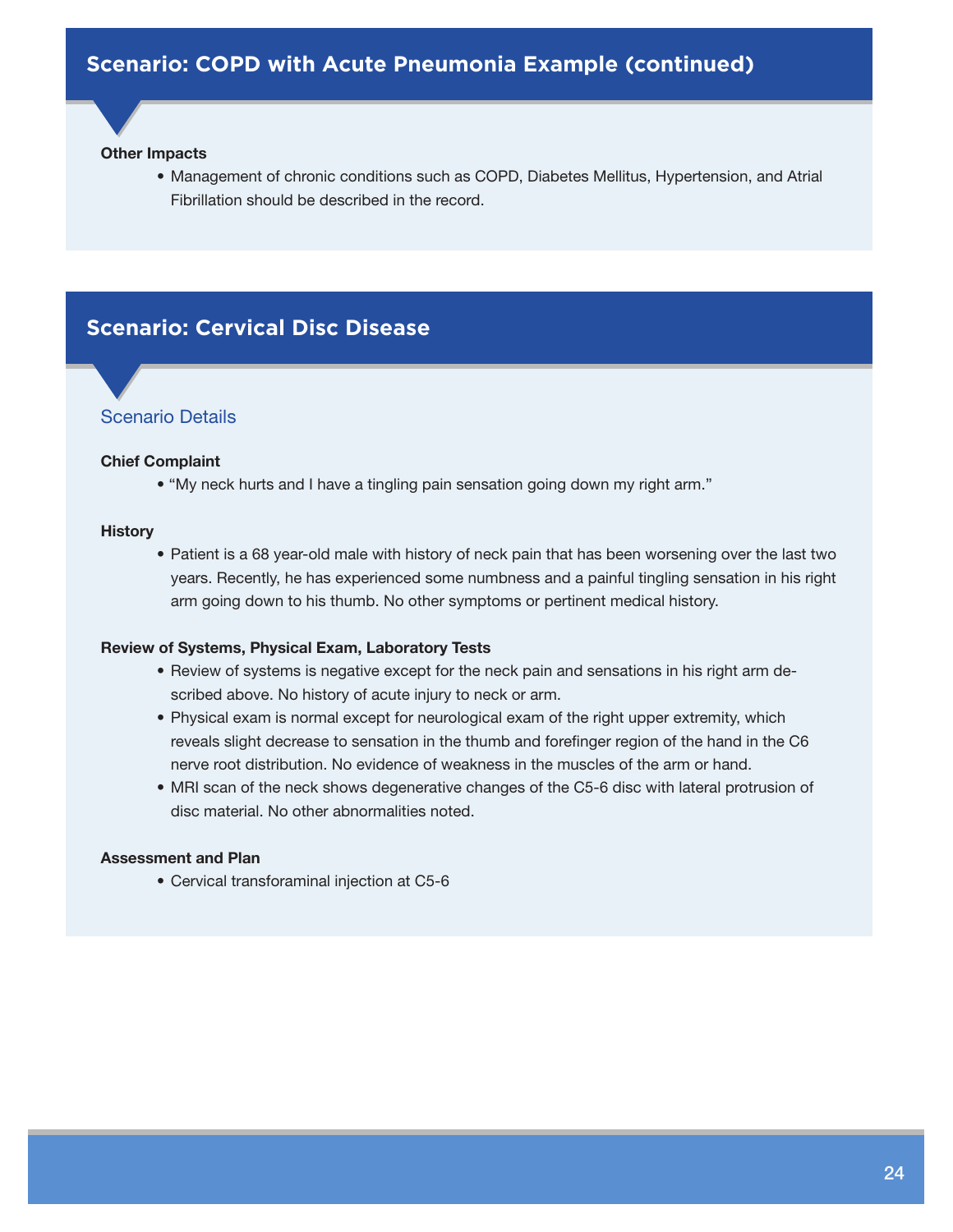## Scenario: COPD with Acute Pneumonia Example (continued)

**Other Impacts**

- Management of chronic conditions such as COPD, Diabetes Mellitus, Hypertension, and Atrial Fibrillation should be described in the record.

## Scenario: Cervical Disc Disease

### Scenario Details

**Chief Complaint**

- "My neck hurts and I have a tingling pain sensation going down my right arm."

**History**

- Patient is a 68 year-old male with history of neck pain that has been worsening over the last two years. Recently, he has experienced some numbness and a painful tingling sensation in his right arm going down to his thumb. No other symptoms or pertinent medical history.

**Review of Systems, Physical Exam, Laboratory Tests**

- Review of systems is negative except for the neck pain and sensations in his right arm described above. No history of acute injury to neck or arm.
- Physical exam is normal except for neurological exam of the right upper extremity, which reveals slight decrease to sensation in the thumb and forefinger region of the hand in the C6 nerve root distribution. No evidence of weakness in the muscles of the arm or hand.
- MRI scan of the neck shows degenerative changes of the C5-6 disc with lateral protrusion of disc material. No other abnormalities noted.

**Assessment and Plan**

- Cervical transforaminal injection at C5-6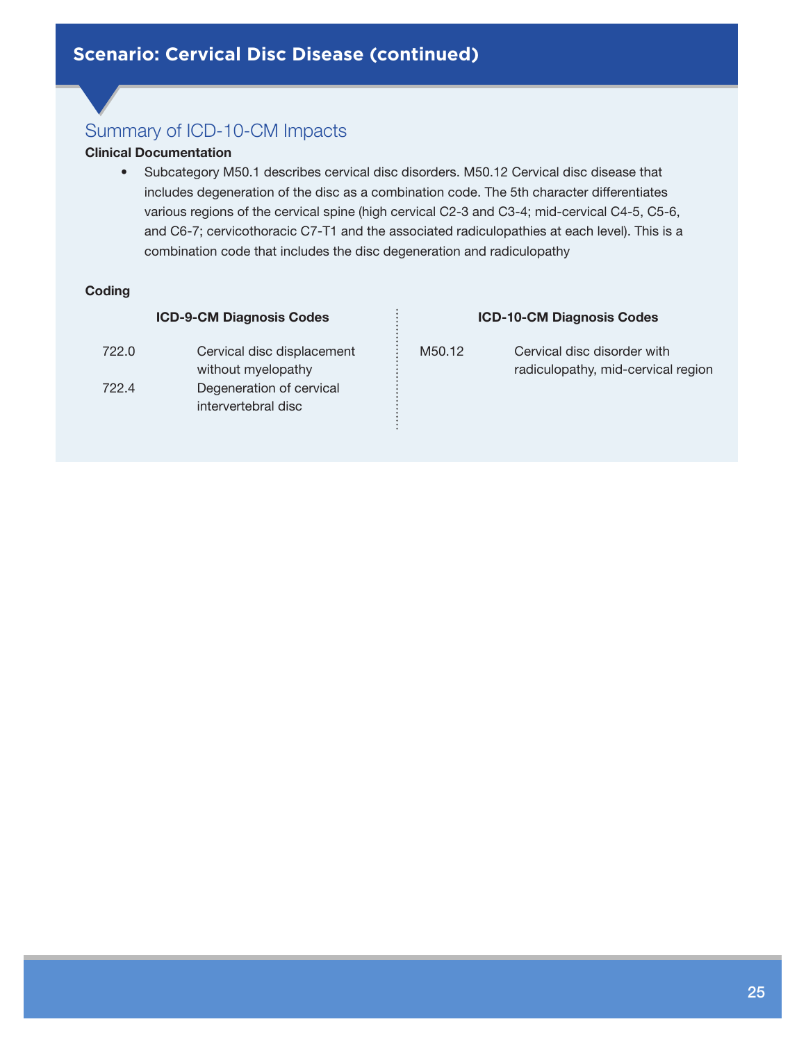## Scenario: Cervical Disc Disease (continued)

### Summary of ICD-10-CM Impacts

**Clinical Documentation**

- Subcategory M50.1 describes cervical disc disorders. M50.12 Cervical disc disease that includes degeneration of the disc as a combination code. The 5th character differentiates various regions of the cervical spine (high cervical C2-3 and C3-4; mid-cervical C4-5, C5-6, and C6-7; cervicothoracic C7-T1 and the associated radiculopathies at each level). This is a combination code that includes the disc degeneration and radiculopathy

**Coding**

| ICD-9-CM Diagnosis Codes | | ICD-10-CM Diagnosis Codes | |
|---|---|---|---|
| 722.0 | Cervical disc displacement without myelopathy | M50.12 | Cervical disc disorder with radiculopathy, mid-cervical region |
| 722.4 | Degeneration of cervical intervertebral disc | | |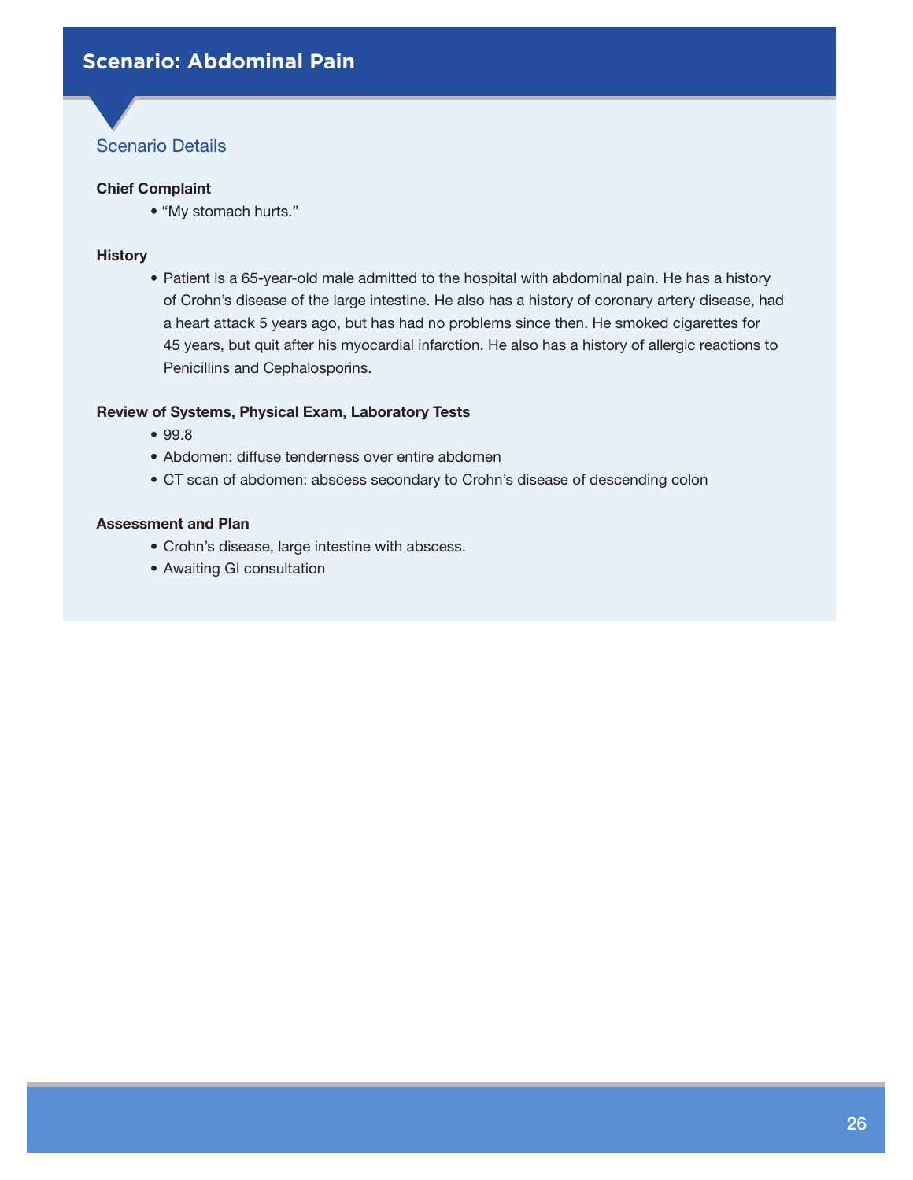# Scenario: Abdominal Pain

## Scenario Details

**Chief Complaint**

- "My stomach hurts."

**History**

- Patient is a 65-year-old male admitted to the hospital with abdominal pain. He has a history of Crohn's disease of the large intestine. He also has a history of coronary artery disease, had a heart attack 5 years ago, but has had no problems since then. He smoked cigarettes for 45 years, but quit after his myocardial infarction. He also has a history of allergic reactions to Penicillins and Cephalosporins.

**Review of Systems, Physical Exam, Laboratory Tests**

- 99.8
- Abdomen: diffuse tenderness over entire abdomen
- CT scan of abdomen: abscess secondary to Crohn's disease of descending colon

**Assessment and Plan**

- Crohn's disease, large intestine with abscess.
- Awaiting GI consultation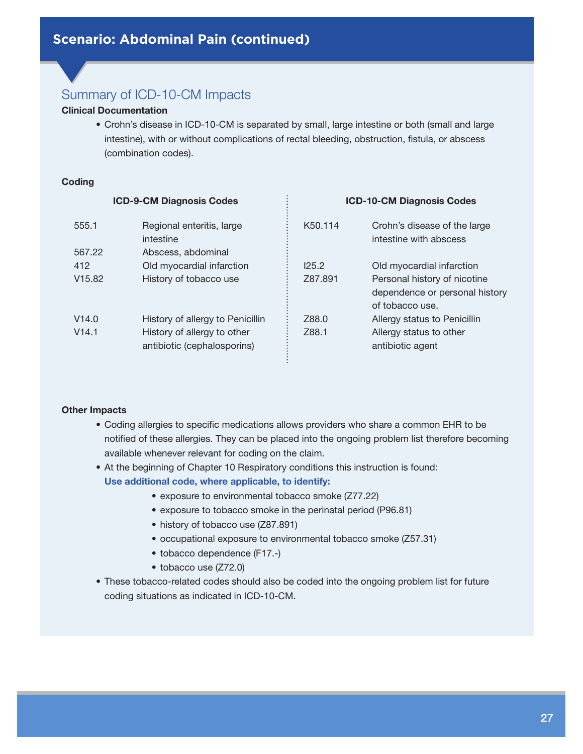## Scenario: Abdominal Pain (continued)

### Summary of ICD-10-CM Impacts

**Clinical Documentation**

- Crohn's disease in ICD-10-CM is separated by small, large intestine or both (small and large intestine), with or without complications of rectal bleeding, obstruction, fistula, or abscess (combination codes).

**Coding**

| ICD-9-CM Diagnosis Codes | | ICD-10-CM Diagnosis Codes | |
|---|---|---|---|
| 555.1 | Regional enteritis, large intestine | K50.114 | Crohn's disease of the large intestine with abscess |
| 567.22 | Abscess, abdominal | | |
| 412 | Old myocardial infarction | I25.2 | Old myocardial infarction |
| V15.82 | History of tobacco use | Z87.891 | Personal history of nicotine dependence or personal history of tobacco use. |
| V14.0 | History of allergy to Penicillin | Z88.0 | Allergy status to Penicillin |
| V14.1 | History of allergy to other antibiotic (cephalosporins) | Z88.1 | Allergy status to other antibiotic agent |

**Other Impacts**

- Coding allergies to specific medications allows providers who share a common EHR to be notified of these allergies. They can be placed into the ongoing problem list therefore becoming available whenever relevant for coding on the claim.
- At the beginning of Chapter 10 Respiratory conditions this instruction is found:
  **Use additional code, where applicable, to identify:**
    - exposure to environmental tobacco smoke (Z77.22)
    - exposure to tobacco smoke in the perinatal period (P96.81)
    - history of tobacco use (Z87.891)
    - occupational exposure to environmental tobacco smoke (Z57.31)
    - tobacco dependence (F17.-)
    - tobacco use (Z72.0)
- These tobacco-related codes should also be coded into the ongoing problem list for future coding situations as indicated in ICD-10-CM.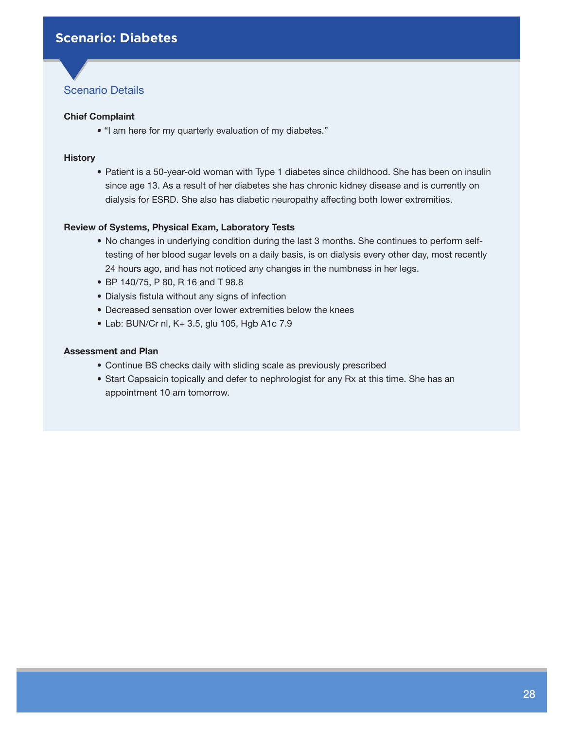## Scenario: Diabetes

### Scenario Details

**Chief Complaint**

- "I am here for my quarterly evaluation of my diabetes."

**History**

- Patient is a 50-year-old woman with Type 1 diabetes since childhood. She has been on insulin since age 13. As a result of her diabetes she has chronic kidney disease and is currently on dialysis for ESRD. She also has diabetic neuropathy affecting both lower extremities.

**Review of Systems, Physical Exam, Laboratory Tests**

- No changes in underlying condition during the last 3 months. She continues to perform self-testing of her blood sugar levels on a daily basis, is on dialysis every other day, most recently 24 hours ago, and has not noticed any changes in the numbness in her legs.
- BP 140/75, P 80, R 16 and T 98.8
- Dialysis fistula without any signs of infection
- Decreased sensation over lower extremities below the knees
- Lab: BUN/Cr nl, K+ 3.5, glu 105, Hgb A1c 7.9

**Assessment and Plan**

- Continue BS checks daily with sliding scale as previously prescribed
- Start Capsaicin topically and defer to nephrologist for any Rx at this time. She has an appointment 10 am tomorrow.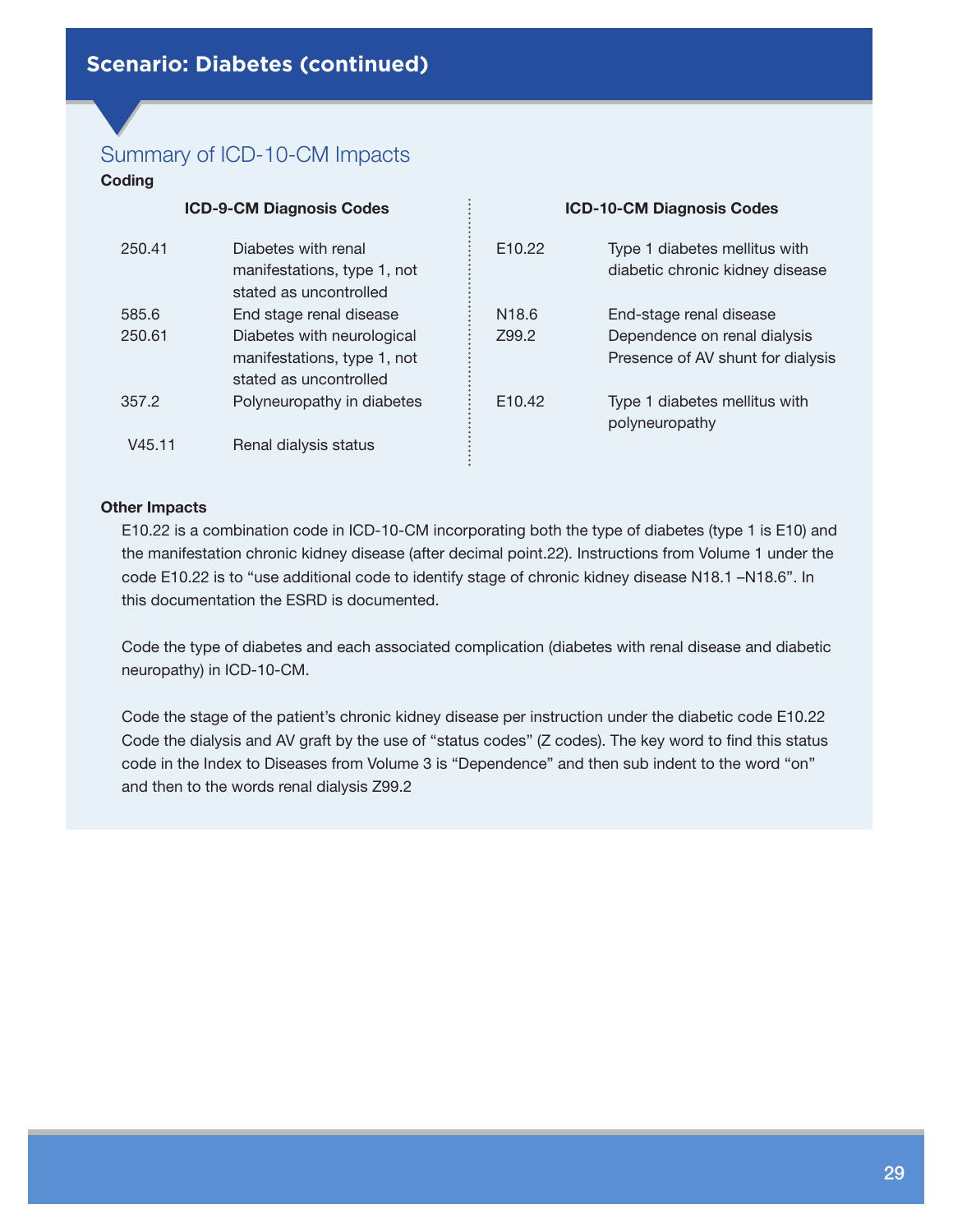## Scenario: Diabetes (continued)

### Summary of ICD-10-CM Impacts

**Coding**

| ICD-9-CM Diagnosis Codes | | ICD-10-CM Diagnosis Codes | |
|---|---|---|---|
| 250.41 | Diabetes with renal manifestations, type 1, not stated as uncontrolled | E10.22 | Type 1 diabetes mellitus with diabetic chronic kidney disease |
| 585.6 | End stage renal disease | N18.6 | End-stage renal disease |
| 250.61 | Diabetes with neurological manifestations, type 1, not stated as uncontrolled | Z99.2 | Dependence on renal dialysis Presence of AV shunt for dialysis |
| 357.2 | Polyneuropathy in diabetes | E10.42 | Type 1 diabetes mellitus with polyneuropathy |
| V45.11 | Renal dialysis status | | |

**Other Impacts**

E10.22 is a combination code in ICD-10-CM incorporating both the type of diabetes (type 1 is E10) and the manifestation chronic kidney disease (after decimal point.22). Instructions from Volume 1 under the code E10.22 is to "use additional code to identify stage of chronic kidney disease N18.1 –N18.6". In this documentation the ESRD is documented.

Code the type of diabetes and each associated complication (diabetes with renal disease and diabetic neuropathy) in ICD-10-CM.

Code the stage of the patient's chronic kidney disease per instruction under the diabetic code E10.22 Code the dialysis and AV graft by the use of "status codes" (Z codes). The key word to find this status code in the Index to Diseases from Volume 3 is "Dependence" and then sub indent to the word "on" and then to the words renal dialysis Z99.2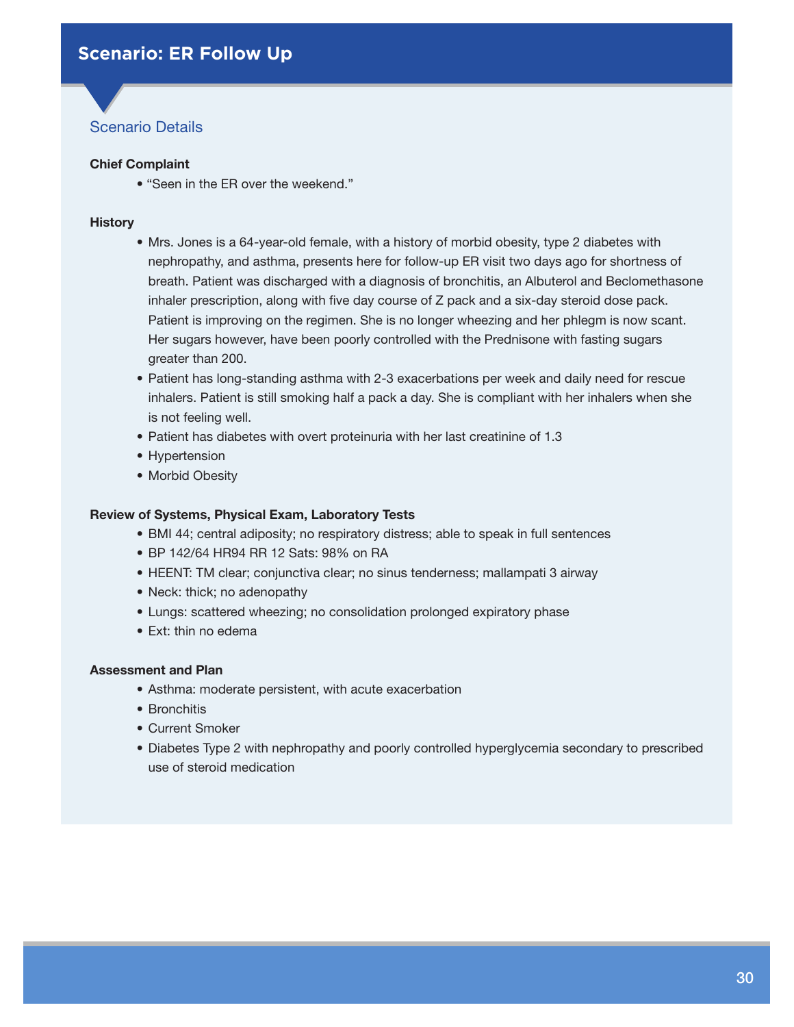# Scenario: ER Follow Up

## Scenario Details

**Chief Complaint**

- "Seen in the ER over the weekend."

**History**

- Mrs. Jones is a 64-year-old female, with a history of morbid obesity, type 2 diabetes with nephropathy, and asthma, presents here for follow-up ER visit two days ago for shortness of breath. Patient was discharged with a diagnosis of bronchitis, an Albuterol and Beclomethasone inhaler prescription, along with five day course of Z pack and a six-day steroid dose pack. Patient is improving on the regimen. She is no longer wheezing and her phlegm is now scant. Her sugars however, have been poorly controlled with the Prednisone with fasting sugars greater than 200.
- Patient has long-standing asthma with 2-3 exacerbations per week and daily need for rescue inhalers. Patient is still smoking half a pack a day. She is compliant with her inhalers when she is not feeling well.
- Patient has diabetes with overt proteinuria with her last creatinine of 1.3
- Hypertension
- Morbid Obesity

**Review of Systems, Physical Exam, Laboratory Tests**

- BMI 44; central adiposity; no respiratory distress; able to speak in full sentences
- BP 142/64 HR94 RR 12 Sats: 98% on RA
- HEENT: TM clear; conjunctiva clear; no sinus tenderness; mallampati 3 airway
- Neck: thick; no adenopathy
- Lungs: scattered wheezing; no consolidation prolonged expiratory phase
- Ext: thin no edema

**Assessment and Plan**

- Asthma: moderate persistent, with acute exacerbation
- Bronchitis
- Current Smoker
- Diabetes Type 2 with nephropathy and poorly controlled hyperglycemia secondary to prescribed use of steroid medication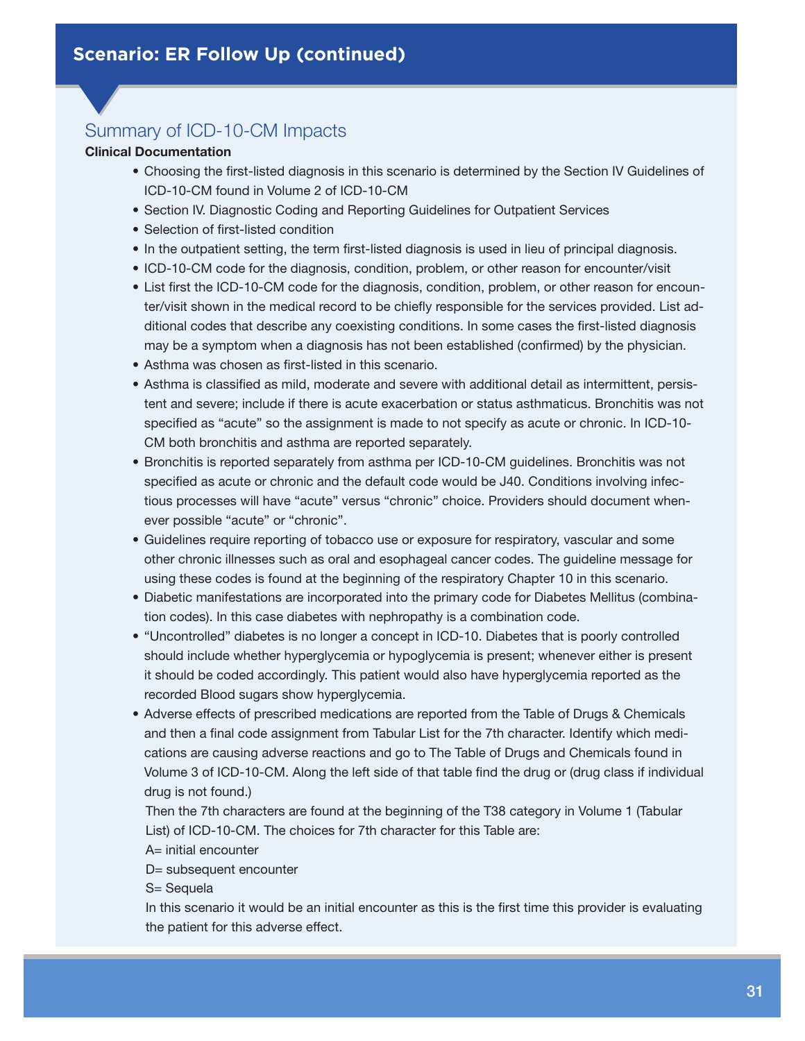## Scenario: ER Follow Up (continued)

### Summary of ICD-10-CM Impacts

**Clinical Documentation**

- Choosing the first-listed diagnosis in this scenario is determined by the Section IV Guidelines of ICD-10-CM found in Volume 2 of ICD-10-CM
- Section IV. Diagnostic Coding and Reporting Guidelines for Outpatient Services
- Selection of first-listed condition
- In the outpatient setting, the term first-listed diagnosis is used in lieu of principal diagnosis.
- ICD-10-CM code for the diagnosis, condition, problem, or other reason for encounter/visit
- List first the ICD-10-CM code for the diagnosis, condition, problem, or other reason for encounter/visit shown in the medical record to be chiefly responsible for the services provided. List additional codes that describe any coexisting conditions. In some cases the first-listed diagnosis may be a symptom when a diagnosis has not been established (confirmed) by the physician.
- Asthma was chosen as first-listed in this scenario.
- Asthma is classified as mild, moderate and severe with additional detail as intermittent, persistent and severe; include if there is acute exacerbation or status asthmaticus. Bronchitis was not specified as "acute" so the assignment is made to not specify as acute or chronic. In ICD-10-CM both bronchitis and asthma are reported separately.
- Bronchitis is reported separately from asthma per ICD-10-CM guidelines. Bronchitis was not specified as acute or chronic and the default code would be J40. Conditions involving infectious processes will have "acute" versus "chronic" choice. Providers should document whenever possible "acute" or "chronic".
- Guidelines require reporting of tobacco use or exposure for respiratory, vascular and some other chronic illnesses such as oral and esophageal cancer codes. The guideline message for using these codes is found at the beginning of the respiratory Chapter 10 in this scenario.
- Diabetic manifestations are incorporated into the primary code for Diabetes Mellitus (combination codes). In this case diabetes with nephropathy is a combination code.
- "Uncontrolled" diabetes is no longer a concept in ICD-10. Diabetes that is poorly controlled should include whether hyperglycemia or hypoglycemia is present; whenever either is present it should be coded accordingly. This patient would also have hyperglycemia reported as the recorded Blood sugars show hyperglycemia.
- Adverse effects of prescribed medications are reported from the Table of Drugs & Chemicals and then a final code assignment from Tabular List for the 7th character. Identify which medications are causing adverse reactions and go to The Table of Drugs and Chemicals found in Volume 3 of ICD-10-CM. Along the left side of that table find the drug or (drug class if individual drug is not found.)

  Then the 7th characters are found at the beginning of the T38 category in Volume 1 (Tabular List) of ICD-10-CM. The choices for 7th character for this Table are:

  A= initial encounter

  D= subsequent encounter

  S= Sequela

  In this scenario it would be an initial encounter as this is the first time this provider is evaluating the patient for this adverse effect.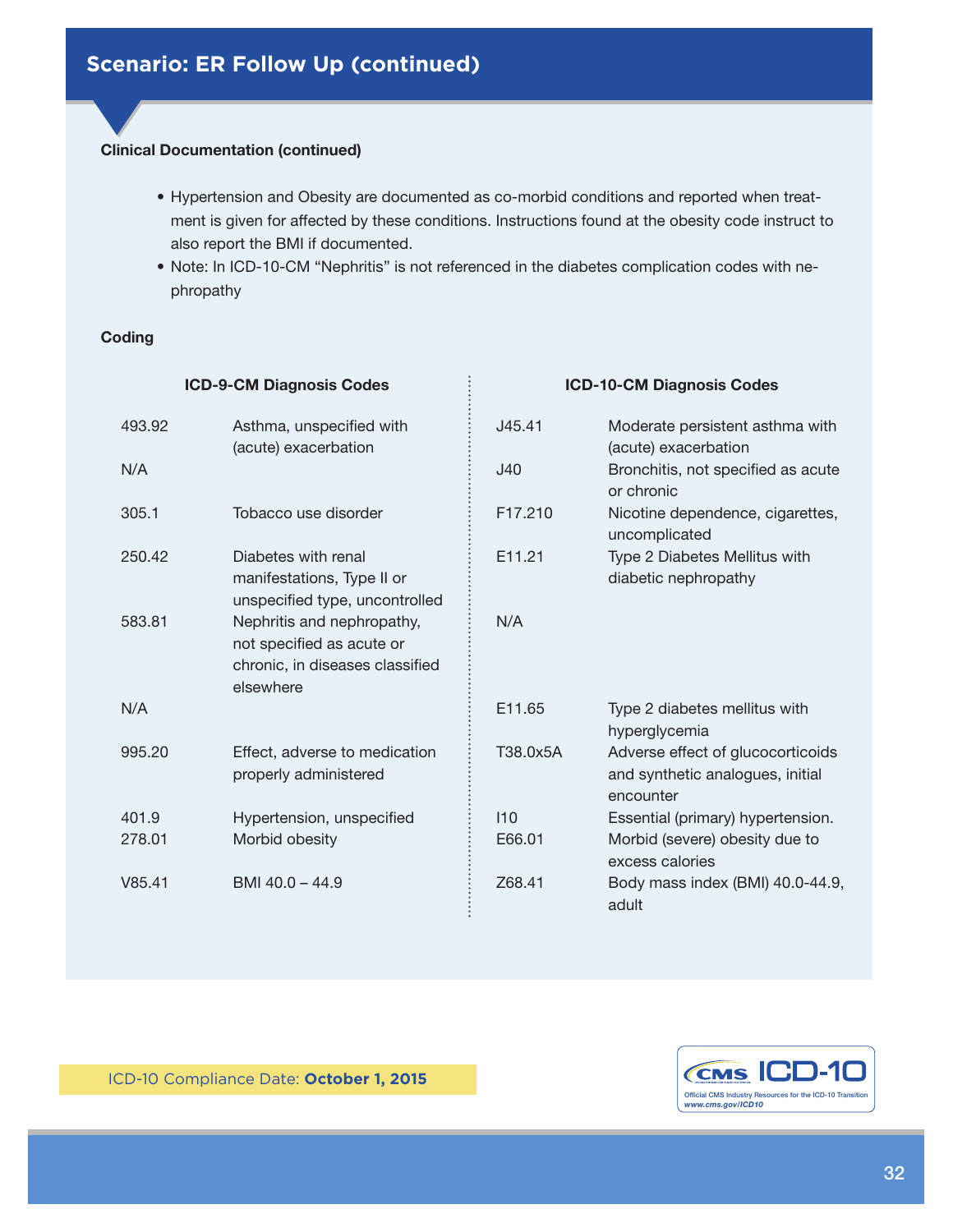## Scenario: ER Follow Up (continued)

**Clinical Documentation (continued)**

- Hypertension and Obesity are documented as co-morbid conditions and reported when treatment is given for affected by these conditions. Instructions found at the obesity code instruct to also report the BMI if documented.
- Note: In ICD-10-CM "Nephritis" is not referenced in the diabetes complication codes with nephropathy

**Coding**

| ICD-9-CM Diagnosis Codes | | ICD-10-CM Diagnosis Codes | |
|---|---|---|---|
| 493.92 | Asthma, unspecified with (acute) exacerbation | J45.41 | Moderate persistent asthma with (acute) exacerbation |
| N/A | | J40 | Bronchitis, not specified as acute or chronic |
| 305.1 | Tobacco use disorder | F17.210 | Nicotine dependence, cigarettes, uncomplicated |
| 250.42 | Diabetes with renal manifestations, Type II or unspecified type, uncontrolled | E11.21 | Type 2 Diabetes Mellitus with diabetic nephropathy |
| 583.81 | Nephritis and nephropathy, not specified as acute or chronic, in diseases classified elsewhere | N/A | |
| N/A | | E11.65 | Type 2 diabetes mellitus with hyperglycemia |
| 995.20 | Effect, adverse to medication properly administered | T38.0x5A | Adverse effect of glucocorticoids and synthetic analogues, initial encounter |
| 401.9 | Hypertension, unspecified | I10 | Essential (primary) hypertension. |
| 278.01 | Morbid obesity | E66.01 | Morbid (severe) obesity due to excess calories |
| V85.41 | BMI 40.0 – 44.9 | Z68.41 | Body mass index (BMI) 40.0-44.9, adult |

ICD-10 Compliance Date: **October 1, 2015**

CMS ICD-10
Official CMS Industry Resources for the ICD-10 Transition
*www.cms.gov/ICD10*